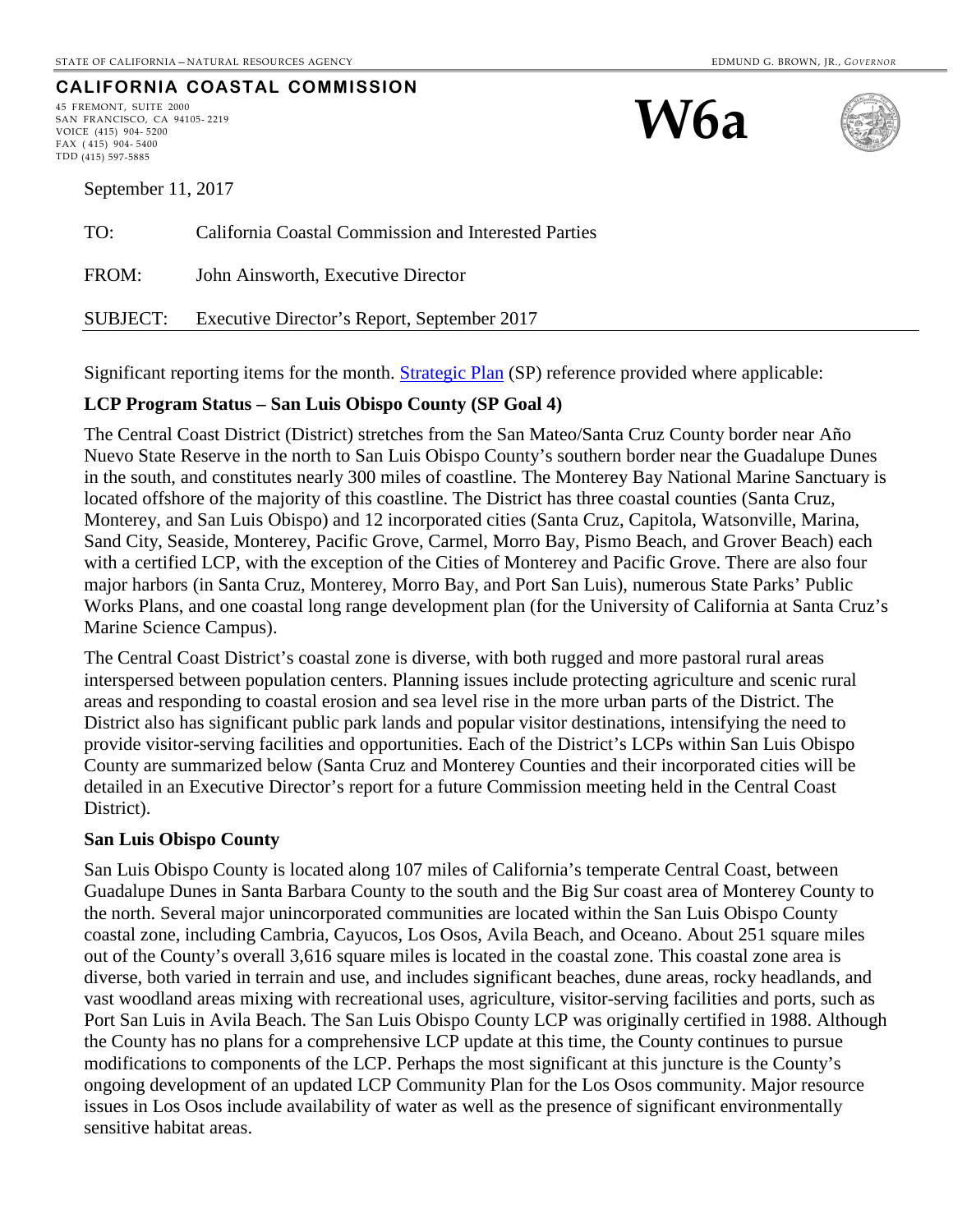STATE OF CALIFORNIA – NATURAL RESOURCES AGENCY EDMUND G. BROWN, JR., *GOVERNOR*

**CALIFORNIA COASTAL COMMISSION**

45 FREMONT, SUITE 2000
SAN FRANCISCO, CA 94105-2219
VOICE (415) 904-5200
FAX (415) 904-5400
TDD (415) 597-5885

# W6a

September 11, 2017

TO: California Coastal Commission and Interested Parties

FROM: John Ainsworth, Executive Director

SUBJECT: Executive Director's Report, September 2017

Significant reporting items for the month. Strategic Plan (SP) reference provided where applicable:

**LCP Program Status – San Luis Obispo County (SP Goal 4)**

The Central Coast District (District) stretches from the San Mateo/Santa Cruz County border near Año Nuevo State Reserve in the north to San Luis Obispo County's southern border near the Guadalupe Dunes in the south, and constitutes nearly 300 miles of coastline. The Monterey Bay National Marine Sanctuary is located offshore of the majority of this coastline. The District has three coastal counties (Santa Cruz, Monterey, and San Luis Obispo) and 12 incorporated cities (Santa Cruz, Capitola, Watsonville, Marina, Sand City, Seaside, Monterey, Pacific Grove, Carmel, Morro Bay, Pismo Beach, and Grover Beach) each with a certified LCP, with the exception of the Cities of Monterey and Pacific Grove. There are also four major harbors (in Santa Cruz, Monterey, Morro Bay, and Port San Luis), numerous State Parks' Public Works Plans, and one coastal long range development plan (for the University of California at Santa Cruz's Marine Science Campus).

The Central Coast District's coastal zone is diverse, with both rugged and more pastoral rural areas interspersed between population centers. Planning issues include protecting agriculture and scenic rural areas and responding to coastal erosion and sea level rise in the more urban parts of the District. The District also has significant public park lands and popular visitor destinations, intensifying the need to provide visitor-serving facilities and opportunities. Each of the District's LCPs within San Luis Obispo County are summarized below (Santa Cruz and Monterey Counties and their incorporated cities will be detailed in an Executive Director's report for a future Commission meeting held in the Central Coast District).

**San Luis Obispo County**

San Luis Obispo County is located along 107 miles of California's temperate Central Coast, between Guadalupe Dunes in Santa Barbara County to the south and the Big Sur coast area of Monterey County to the north. Several major unincorporated communities are located within the San Luis Obispo County coastal zone, including Cambria, Cayucos, Los Osos, Avila Beach, and Oceano. About 251 square miles out of the County's overall 3,616 square miles is located in the coastal zone. This coastal zone area is diverse, both varied in terrain and use, and includes significant beaches, dune areas, rocky headlands, and vast woodland areas mixing with recreational uses, agriculture, visitor-serving facilities and ports, such as Port San Luis in Avila Beach. The San Luis Obispo County LCP was originally certified in 1988. Although the County has no plans for a comprehensive LCP update at this time, the County continues to pursue modifications to components of the LCP. Perhaps the most significant at this juncture is the County's ongoing development of an updated LCP Community Plan for the Los Osos community. Major resource issues in Los Osos include availability of water as well as the presence of significant environmentally sensitive habitat areas.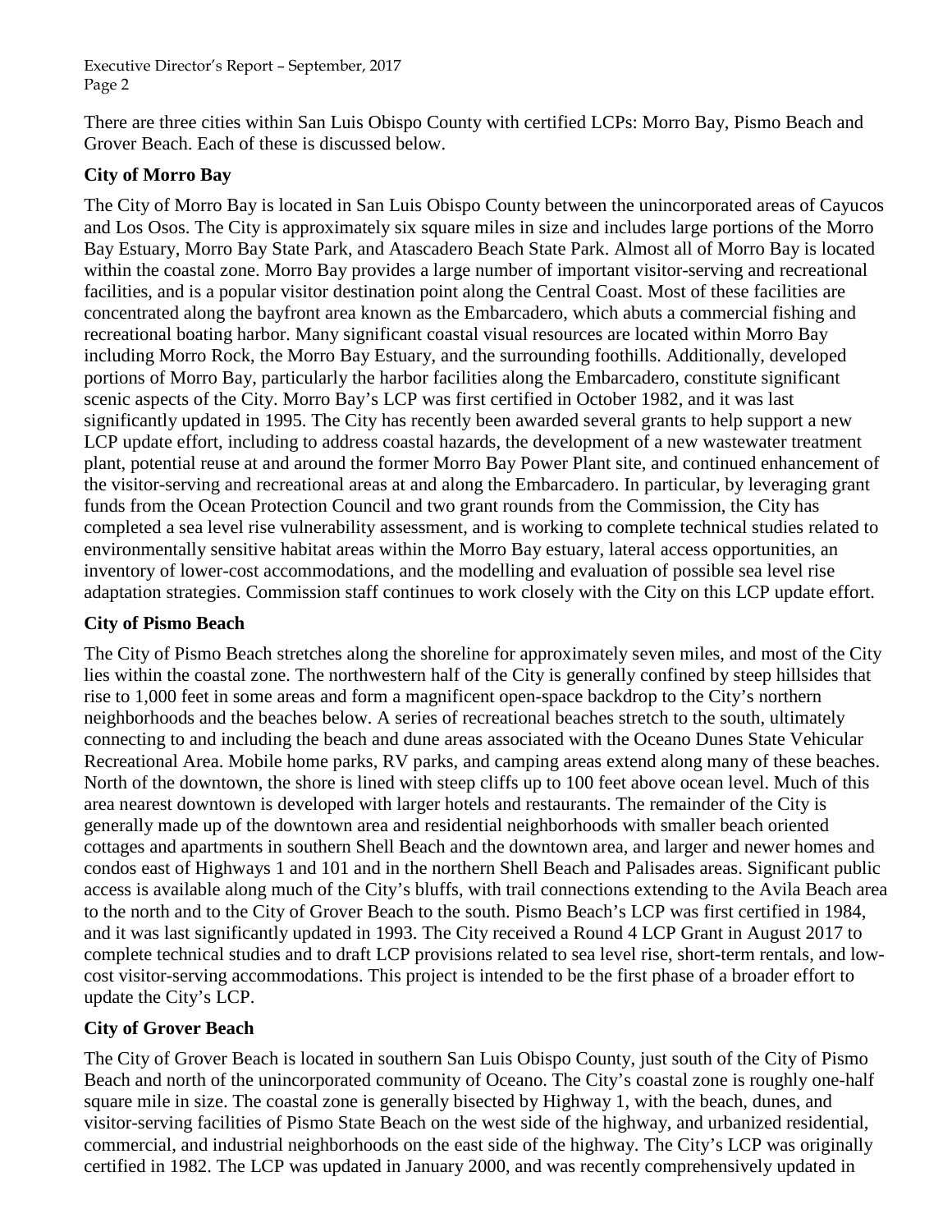There are three cities within San Luis Obispo County with certified LCPs: Morro Bay, Pismo Beach and Grover Beach. Each of these is discussed below.

**City of Morro Bay**

The City of Morro Bay is located in San Luis Obispo County between the unincorporated areas of Cayucos and Los Osos. The City is approximately six square miles in size and includes large portions of the Morro Bay Estuary, Morro Bay State Park, and Atascadero Beach State Park. Almost all of Morro Bay is located within the coastal zone. Morro Bay provides a large number of important visitor-serving and recreational facilities, and is a popular visitor destination point along the Central Coast. Most of these facilities are concentrated along the bayfront area known as the Embarcadero, which abuts a commercial fishing and recreational boating harbor. Many significant coastal visual resources are located within Morro Bay including Morro Rock, the Morro Bay Estuary, and the surrounding foothills. Additionally, developed portions of Morro Bay, particularly the harbor facilities along the Embarcadero, constitute significant scenic aspects of the City. Morro Bay's LCP was first certified in October 1982, and it was last significantly updated in 1995. The City has recently been awarded several grants to help support a new LCP update effort, including to address coastal hazards, the development of a new wastewater treatment plant, potential reuse at and around the former Morro Bay Power Plant site, and continued enhancement of the visitor-serving and recreational areas at and along the Embarcadero. In particular, by leveraging grant funds from the Ocean Protection Council and two grant rounds from the Commission, the City has completed a sea level rise vulnerability assessment, and is working to complete technical studies related to environmentally sensitive habitat areas within the Morro Bay estuary, lateral access opportunities, an inventory of lower-cost accommodations, and the modelling and evaluation of possible sea level rise adaptation strategies. Commission staff continues to work closely with the City on this LCP update effort.

**City of Pismo Beach**

The City of Pismo Beach stretches along the shoreline for approximately seven miles, and most of the City lies within the coastal zone. The northwestern half of the City is generally confined by steep hillsides that rise to 1,000 feet in some areas and form a magnificent open-space backdrop to the City's northern neighborhoods and the beaches below. A series of recreational beaches stretch to the south, ultimately connecting to and including the beach and dune areas associated with the Oceano Dunes State Vehicular Recreational Area. Mobile home parks, RV parks, and camping areas extend along many of these beaches. North of the downtown, the shore is lined with steep cliffs up to 100 feet above ocean level. Much of this area nearest downtown is developed with larger hotels and restaurants. The remainder of the City is generally made up of the downtown area and residential neighborhoods with smaller beach oriented cottages and apartments in southern Shell Beach and the downtown area, and larger and newer homes and condos east of Highways 1 and 101 and in the northern Shell Beach and Palisades areas. Significant public access is available along much of the City's bluffs, with trail connections extending to the Avila Beach area to the north and to the City of Grover Beach to the south. Pismo Beach's LCP was first certified in 1984, and it was last significantly updated in 1993. The City received a Round 4 LCP Grant in August 2017 to complete technical studies and to draft LCP provisions related to sea level rise, short-term rentals, and low-cost visitor-serving accommodations. This project is intended to be the first phase of a broader effort to update the City's LCP.

**City of Grover Beach**

The City of Grover Beach is located in southern San Luis Obispo County, just south of the City of Pismo Beach and north of the unincorporated community of Oceano. The City's coastal zone is roughly one-half square mile in size. The coastal zone is generally bisected by Highway 1, with the beach, dunes, and visitor-serving facilities of Pismo State Beach on the west side of the highway, and urbanized residential, commercial, and industrial neighborhoods on the east side of the highway. The City's LCP was originally certified in 1982. The LCP was updated in January 2000, and was recently comprehensively updated in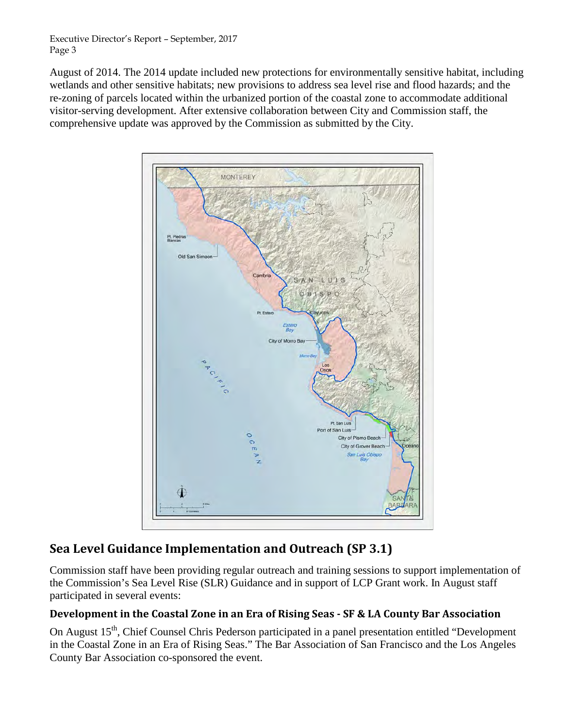August of 2014. The 2014 update included new protections for environmentally sensitive habitat, including wetlands and other sensitive habitats; new provisions to address sea level rise and flood hazards; and the re-zoning of parcels located within the urbanized portion of the coastal zone to accommodate additional visitor-serving development. After extensive collaboration between City and Commission staff, the comprehensive update was approved by the Commission as submitted by the City.

## Sea Level Guidance Implementation and Outreach (SP 3.1)

Commission staff have been providing regular outreach and training sessions to support implementation of the Commission's Sea Level Rise (SLR) Guidance and in support of LCP Grant work. In August staff participated in several events:

### Development in the Coastal Zone in an Era of Rising Seas - SF & LA County Bar Association

On August 15th, Chief Counsel Chris Pederson participated in a panel presentation entitled "Development in the Coastal Zone in an Era of Rising Seas." The Bar Association of San Francisco and the Los Angeles County Bar Association co-sponsored the event.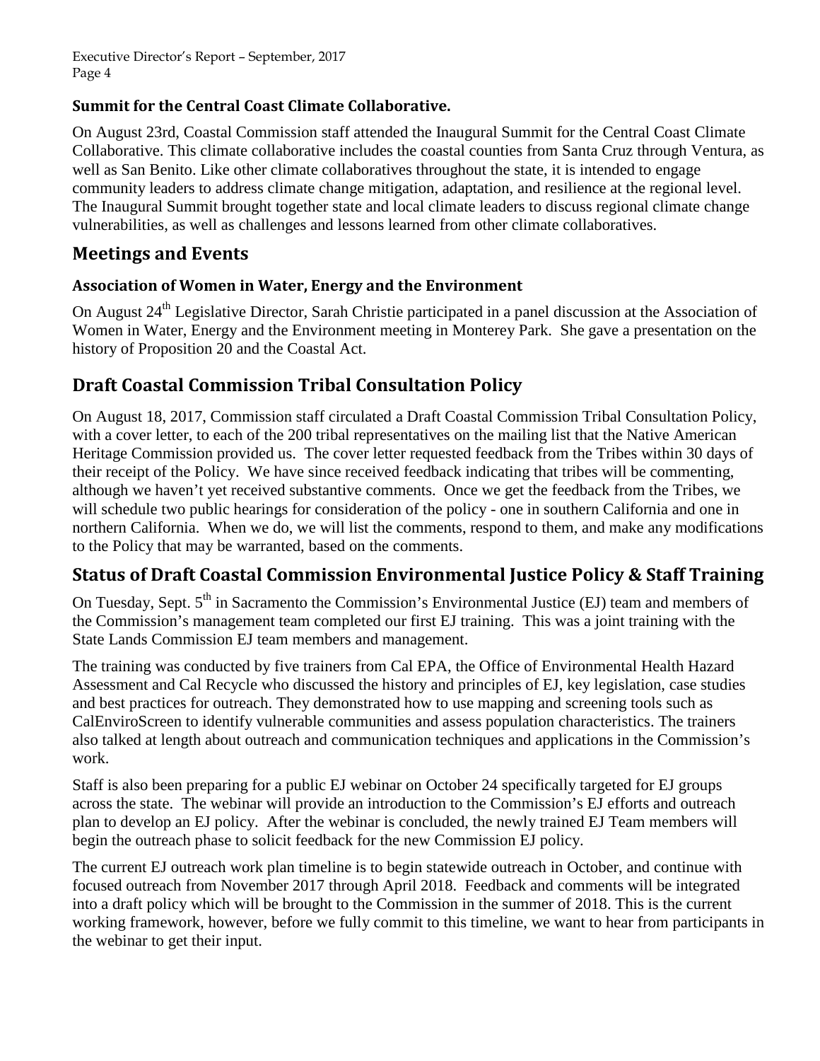### Summit for the Central Coast Climate Collaborative.

On August 23rd, Coastal Commission staff attended the Inaugural Summit for the Central Coast Climate Collaborative. This climate collaborative includes the coastal counties from Santa Cruz through Ventura, as well as San Benito. Like other climate collaboratives throughout the state, it is intended to engage community leaders to address climate change mitigation, adaptation, and resilience at the regional level. The Inaugural Summit brought together state and local climate leaders to discuss regional climate change vulnerabilities, as well as challenges and lessons learned from other climate collaboratives.

## Meetings and Events

### Association of Women in Water, Energy and the Environment

On August 24th Legislative Director, Sarah Christie participated in a panel discussion at the Association of Women in Water, Energy and the Environment meeting in Monterey Park. She gave a presentation on the history of Proposition 20 and the Coastal Act.

## Draft Coastal Commission Tribal Consultation Policy

On August 18, 2017, Commission staff circulated a Draft Coastal Commission Tribal Consultation Policy, with a cover letter, to each of the 200 tribal representatives on the mailing list that the Native American Heritage Commission provided us. The cover letter requested feedback from the Tribes within 30 days of their receipt of the Policy. We have since received feedback indicating that tribes will be commenting, although we haven't yet received substantive comments. Once we get the feedback from the Tribes, we will schedule two public hearings for consideration of the policy - one in southern California and one in northern California. When we do, we will list the comments, respond to them, and make any modifications to the Policy that may be warranted, based on the comments.

## Status of Draft Coastal Commission Environmental Justice Policy & Staff Training

On Tuesday, Sept. 5th in Sacramento the Commission's Environmental Justice (EJ) team and members of the Commission's management team completed our first EJ training. This was a joint training with the State Lands Commission EJ team members and management.

The training was conducted by five trainers from Cal EPA, the Office of Environmental Health Hazard Assessment and Cal Recycle who discussed the history and principles of EJ, key legislation, case studies and best practices for outreach. They demonstrated how to use mapping and screening tools such as CalEnviroScreen to identify vulnerable communities and assess population characteristics. The trainers also talked at length about outreach and communication techniques and applications in the Commission's work.

Staff is also been preparing for a public EJ webinar on October 24 specifically targeted for EJ groups across the state. The webinar will provide an introduction to the Commission's EJ efforts and outreach plan to develop an EJ policy. After the webinar is concluded, the newly trained EJ Team members will begin the outreach phase to solicit feedback for the new Commission EJ policy.

The current EJ outreach work plan timeline is to begin statewide outreach in October, and continue with focused outreach from November 2017 through April 2018. Feedback and comments will be integrated into a draft policy which will be brought to the Commission in the summer of 2018. This is the current working framework, however, before we fully commit to this timeline, we want to hear from participants in the webinar to get their input.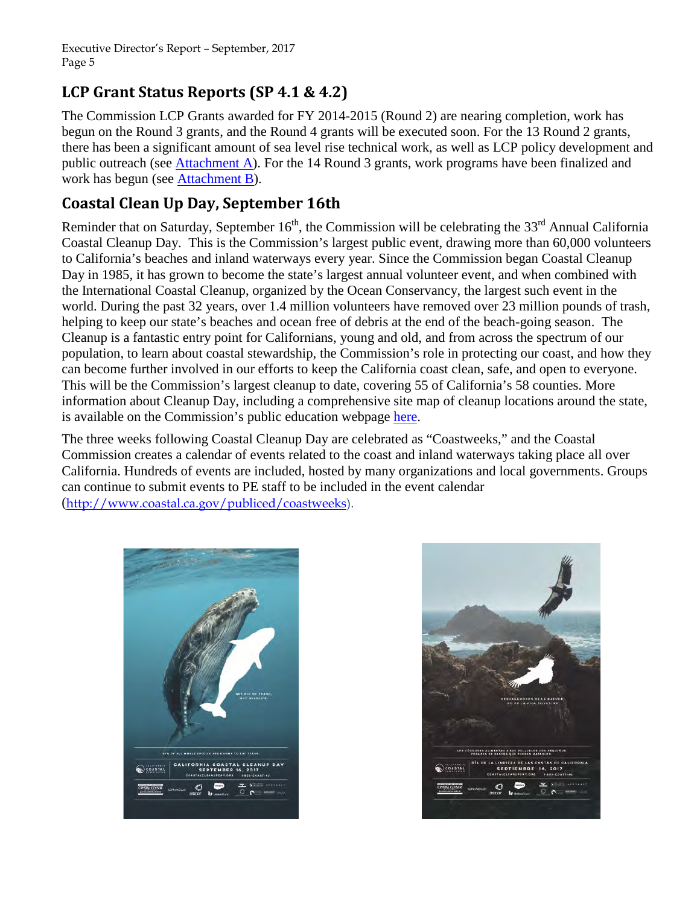## LCP Grant Status Reports (SP 4.1 & 4.2)

The Commission LCP Grants awarded for FY 2014-2015 (Round 2) are nearing completion, work has begun on the Round 3 grants, and the Round 4 grants will be executed soon. For the 13 Round 2 grants, there has been a significant amount of sea level rise technical work, as well as LCP policy development and public outreach (see Attachment A). For the 14 Round 3 grants, work programs have been finalized and work has begun (see Attachment B).

## Coastal Clean Up Day, September 16th

Reminder that on Saturday, September 16th, the Commission will be celebrating the 33rd Annual California Coastal Cleanup Day. This is the Commission's largest public event, drawing more than 60,000 volunteers to California's beaches and inland waterways every year. Since the Commission began Coastal Cleanup Day in 1985, it has grown to become the state's largest annual volunteer event, and when combined with the International Coastal Cleanup, organized by the Ocean Conservancy, the largest such event in the world. During the past 32 years, over 1.4 million volunteers have removed over 23 million pounds of trash, helping to keep our state's beaches and ocean free of debris at the end of the beach-going season. The Cleanup is a fantastic entry point for Californians, young and old, and from across the spectrum of our population, to learn about coastal stewardship, the Commission's role in protecting our coast, and how they can become further involved in our efforts to keep the California coast clean, safe, and open to everyone. This will be the Commission's largest cleanup to date, covering 55 of California's 58 counties. More information about Cleanup Day, including a comprehensive site map of cleanup locations around the state, is available on the Commission's public education webpage here.

The three weeks following Coastal Cleanup Day are celebrated as "Coastweeks," and the Coastal Commission creates a calendar of events related to the coast and inland waterways taking place all over California. Hundreds of events are included, hosted by many organizations and local governments. Groups can continue to submit events to PE staff to be included in the event calendar (http://www.coastal.ca.gov/publiced/coastweeks).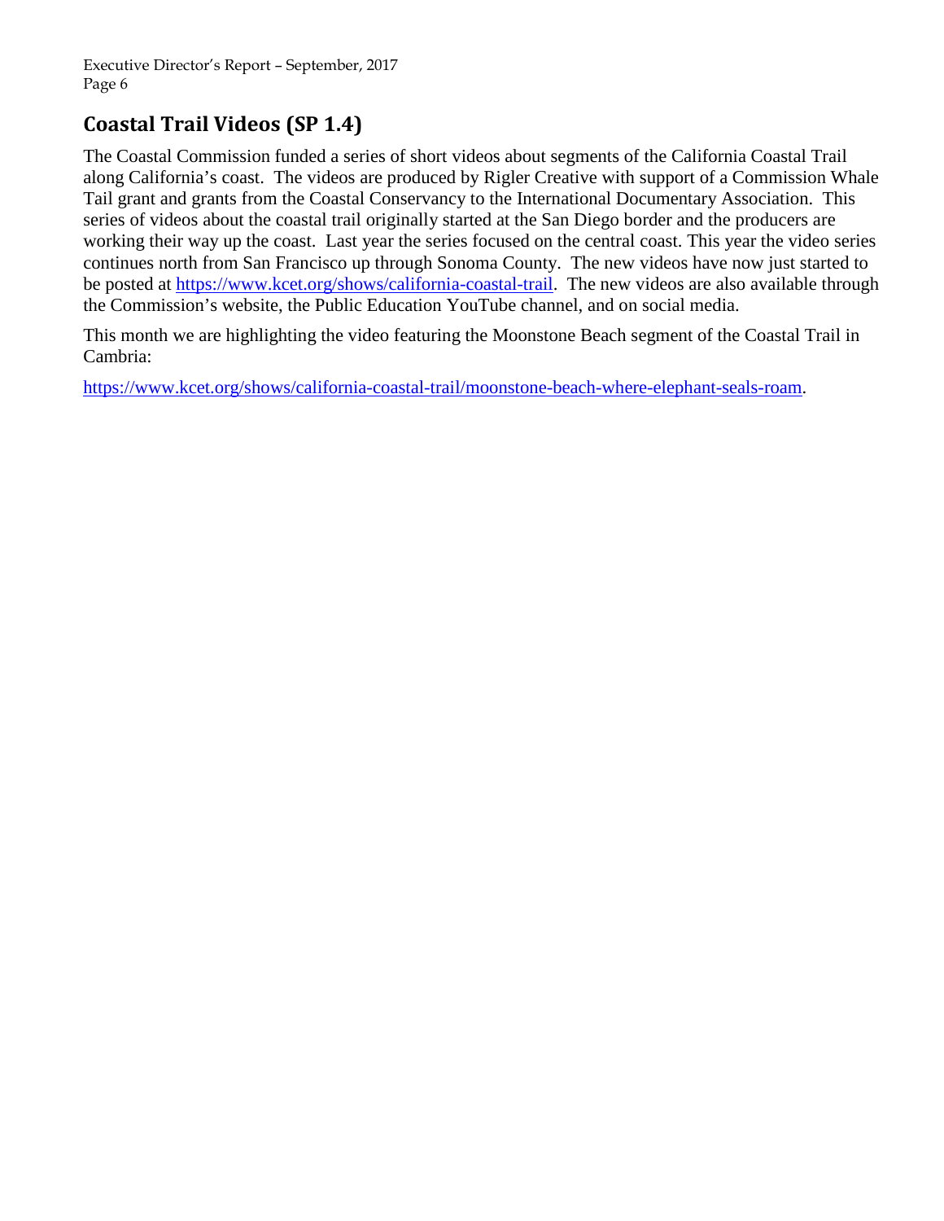## Coastal Trail Videos (SP 1.4)

The Coastal Commission funded a series of short videos about segments of the California Coastal Trail along California's coast. The videos are produced by Rigler Creative with support of a Commission Whale Tail grant and grants from the Coastal Conservancy to the International Documentary Association. This series of videos about the coastal trail originally started at the San Diego border and the producers are working their way up the coast. Last year the series focused on the central coast. This year the video series continues north from San Francisco up through Sonoma County. The new videos have now just started to be posted at https://www.kcet.org/shows/california-coastal-trail. The new videos are also available through the Commission's website, the Public Education YouTube channel, and on social media.

This month we are highlighting the video featuring the Moonstone Beach segment of the Coastal Trail in Cambria:

https://www.kcet.org/shows/california-coastal-trail/moonstone-beach-where-elephant-seals-roam.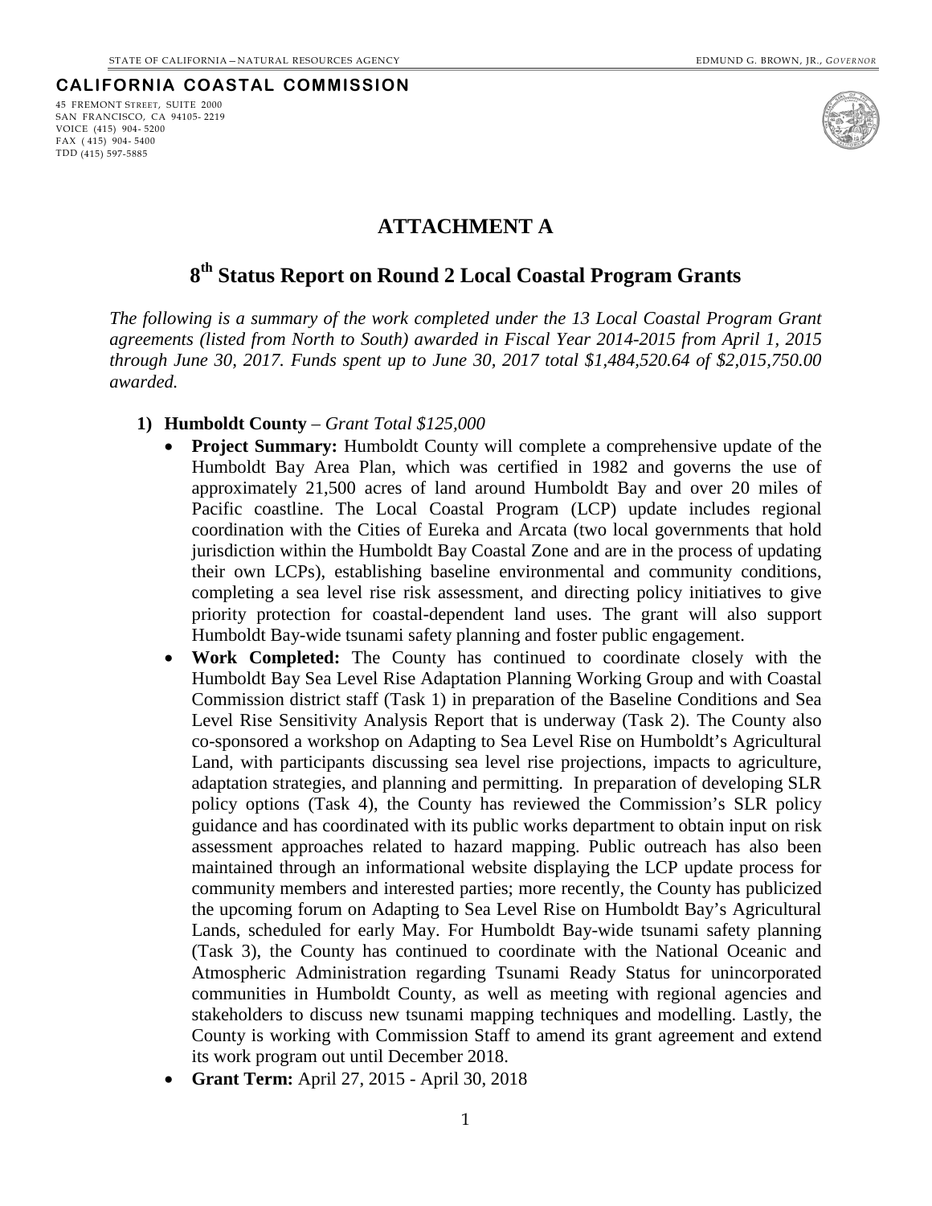STATE OF CALIFORNIA – NATURAL RESOURCES AGENCY EDMUND G. BROWN, JR., *GOVERNOR*

**CALIFORNIA COASTAL COMMISSION**

45 FREMONT STREET, SUITE 2000
SAN FRANCISCO, CA 94105-2219
VOICE (415) 904-5200
FAX (415) 904-5400
TDD (415) 597-5885

# ATTACHMENT A

## 8th Status Report on Round 2 Local Coastal Program Grants

*The following is a summary of the work completed under the 13 Local Coastal Program Grant agreements (listed from North to South) awarded in Fiscal Year 2014-2015 from April 1, 2015 through June 30, 2017. Funds spent up to June 30, 2017 total $1,484,520.64 of $2,015,750.00 awarded.*

1) **Humboldt County** – *Grant Total $125,000*
   - **Project Summary:** Humboldt County will complete a comprehensive update of the Humboldt Bay Area Plan, which was certified in 1982 and governs the use of approximately 21,500 acres of land around Humboldt Bay and over 20 miles of Pacific coastline. The Local Coastal Program (LCP) update includes regional coordination with the Cities of Eureka and Arcata (two local governments that hold jurisdiction within the Humboldt Bay Coastal Zone and are in the process of updating their own LCPs), establishing baseline environmental and community conditions, completing a sea level rise risk assessment, and directing policy initiatives to give priority protection for coastal-dependent land uses. The grant will also support Humboldt Bay-wide tsunami safety planning and foster public engagement.
   - **Work Completed:** The County has continued to coordinate closely with the Humboldt Bay Sea Level Rise Adaptation Planning Working Group and with Coastal Commission district staff (Task 1) in preparation of the Baseline Conditions and Sea Level Rise Sensitivity Analysis Report that is underway (Task 2). The County also co-sponsored a workshop on Adapting to Sea Level Rise on Humboldt's Agricultural Land, with participants discussing sea level rise projections, impacts to agriculture, adaptation strategies, and planning and permitting. In preparation of developing SLR policy options (Task 4), the County has reviewed the Commission's SLR policy guidance and has coordinated with its public works department to obtain input on risk assessment approaches related to hazard mapping. Public outreach has also been maintained through an informational website displaying the LCP update process for community members and interested parties; more recently, the County has publicized the upcoming forum on Adapting to Sea Level Rise on Humboldt Bay's Agricultural Lands, scheduled for early May. For Humboldt Bay-wide tsunami safety planning (Task 3), the County has continued to coordinate with the National Oceanic and Atmospheric Administration regarding Tsunami Ready Status for unincorporated communities in Humboldt County, as well as meeting with regional agencies and stakeholders to discuss new tsunami mapping techniques and modelling. Lastly, the County is working with Commission Staff to amend its grant agreement and extend its work program out until December 2018.
   - **Grant Term:** April 27, 2015 - April 30, 2018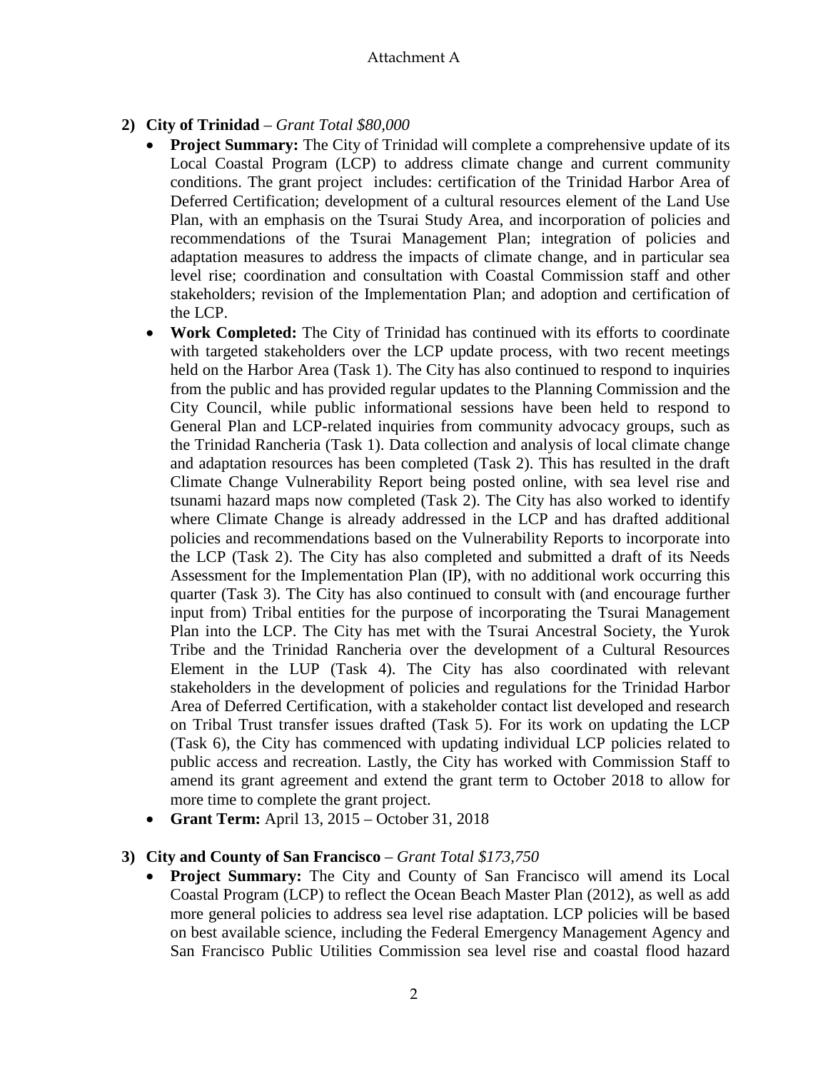2) **City of Trinidad** – *Grant Total $80,000*
   - **Project Summary:** The City of Trinidad will complete a comprehensive update of its Local Coastal Program (LCP) to address climate change and current community conditions. The grant project includes: certification of the Trinidad Harbor Area of Deferred Certification; development of a cultural resources element of the Land Use Plan, with an emphasis on the Tsurai Study Area, and incorporation of policies and recommendations of the Tsurai Management Plan; integration of policies and adaptation measures to address the impacts of climate change, and in particular sea level rise; coordination and consultation with Coastal Commission staff and other stakeholders; revision of the Implementation Plan; and adoption and certification of the LCP.
   - **Work Completed:** The City of Trinidad has continued with its efforts to coordinate with targeted stakeholders over the LCP update process, with two recent meetings held on the Harbor Area (Task 1). The City has also continued to respond to inquiries from the public and has provided regular updates to the Planning Commission and the City Council, while public informational sessions have been held to respond to General Plan and LCP-related inquiries from community advocacy groups, such as the Trinidad Rancheria (Task 1). Data collection and analysis of local climate change and adaptation resources has been completed (Task 2). This has resulted in the draft Climate Change Vulnerability Report being posted online, with sea level rise and tsunami hazard maps now completed (Task 2). The City has also worked to identify where Climate Change is already addressed in the LCP and has drafted additional policies and recommendations based on the Vulnerability Reports to incorporate into the LCP (Task 2). The City has also completed and submitted a draft of its Needs Assessment for the Implementation Plan (IP), with no additional work occurring this quarter (Task 3). The City has also continued to consult with (and encourage further input from) Tribal entities for the purpose of incorporating the Tsurai Management Plan into the LCP. The City has met with the Tsurai Ancestral Society, the Yurok Tribe and the Trinidad Rancheria over the development of a Cultural Resources Element in the LUP (Task 4). The City has also coordinated with relevant stakeholders in the development of policies and regulations for the Trinidad Harbor Area of Deferred Certification, with a stakeholder contact list developed and research on Tribal Trust transfer issues drafted (Task 5). For its work on updating the LCP (Task 6), the City has commenced with updating individual LCP policies related to public access and recreation. Lastly, the City has worked with Commission Staff to amend its grant agreement and extend the grant term to October 2018 to allow for more time to complete the grant project.
   - **Grant Term:** April 13, 2015 – October 31, 2018

3) **City and County of San Francisco** – *Grant Total $173,750*
   - **Project Summary:** The City and County of San Francisco will amend its Local Coastal Program (LCP) to reflect the Ocean Beach Master Plan (2012), as well as add more general policies to address sea level rise adaptation. LCP policies will be based on best available science, including the Federal Emergency Management Agency and San Francisco Public Utilities Commission sea level rise and coastal flood hazard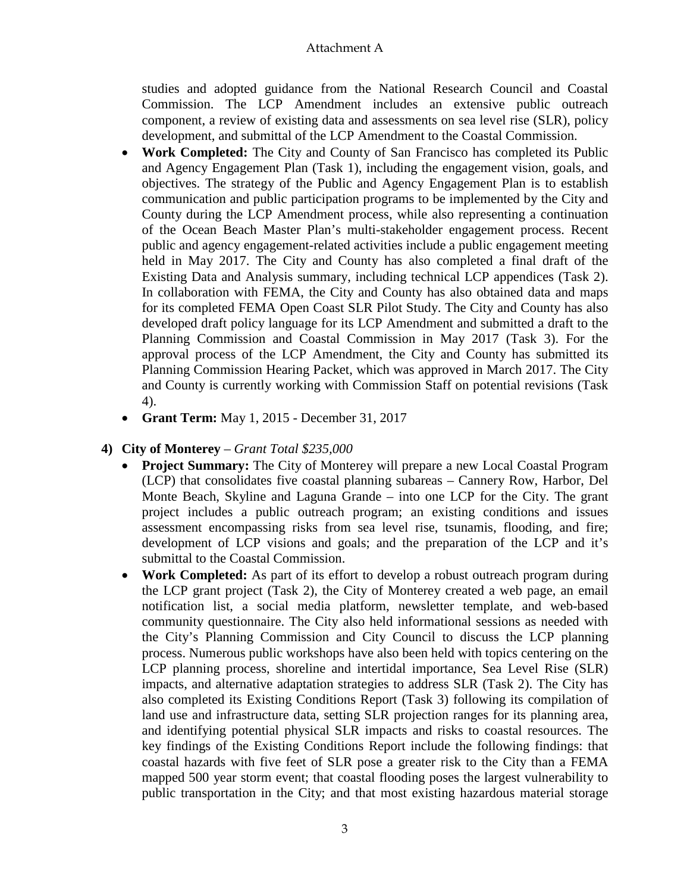studies and adopted guidance from the National Research Council and Coastal Commission. The LCP Amendment includes an extensive public outreach component, a review of existing data and assessments on sea level rise (SLR), policy development, and submittal of the LCP Amendment to the Coastal Commission.

- **Work Completed:** The City and County of San Francisco has completed its Public and Agency Engagement Plan (Task 1), including the engagement vision, goals, and objectives. The strategy of the Public and Agency Engagement Plan is to establish communication and public participation programs to be implemented by the City and County during the LCP Amendment process, while also representing a continuation of the Ocean Beach Master Plan's multi-stakeholder engagement process. Recent public and agency engagement-related activities include a public engagement meeting held in May 2017. The City and County has also completed a final draft of the Existing Data and Analysis summary, including technical LCP appendices (Task 2). In collaboration with FEMA, the City and County has also obtained data and maps for its completed FEMA Open Coast SLR Pilot Study. The City and County has also developed draft policy language for its LCP Amendment and submitted a draft to the Planning Commission and Coastal Commission in May 2017 (Task 3). For the approval process of the LCP Amendment, the City and County has submitted its Planning Commission Hearing Packet, which was approved in March 2017. The City and County is currently working with Commission Staff on potential revisions (Task 4).
- **Grant Term:** May 1, 2015 - December 31, 2017

**4) City of Monterey** – *Grant Total $235,000*

- **Project Summary:** The City of Monterey will prepare a new Local Coastal Program (LCP) that consolidates five coastal planning subareas – Cannery Row, Harbor, Del Monte Beach, Skyline and Laguna Grande – into one LCP for the City. The grant project includes a public outreach program; an existing conditions and issues assessment encompassing risks from sea level rise, tsunamis, flooding, and fire; development of LCP visions and goals; and the preparation of the LCP and it's submittal to the Coastal Commission.
- **Work Completed:** As part of its effort to develop a robust outreach program during the LCP grant project (Task 2), the City of Monterey created a web page, an email notification list, a social media platform, newsletter template, and web-based community questionnaire. The City also held informational sessions as needed with the City's Planning Commission and City Council to discuss the LCP planning process. Numerous public workshops have also been held with topics centering on the LCP planning process, shoreline and intertidal importance, Sea Level Rise (SLR) impacts, and alternative adaptation strategies to address SLR (Task 2). The City has also completed its Existing Conditions Report (Task 3) following its compilation of land use and infrastructure data, setting SLR projection ranges for its planning area, and identifying potential physical SLR impacts and risks to coastal resources. The key findings of the Existing Conditions Report include the following findings: that coastal hazards with five feet of SLR pose a greater risk to the City than a FEMA mapped 500 year storm event; that coastal flooding poses the largest vulnerability to public transportation in the City; and that most existing hazardous material storage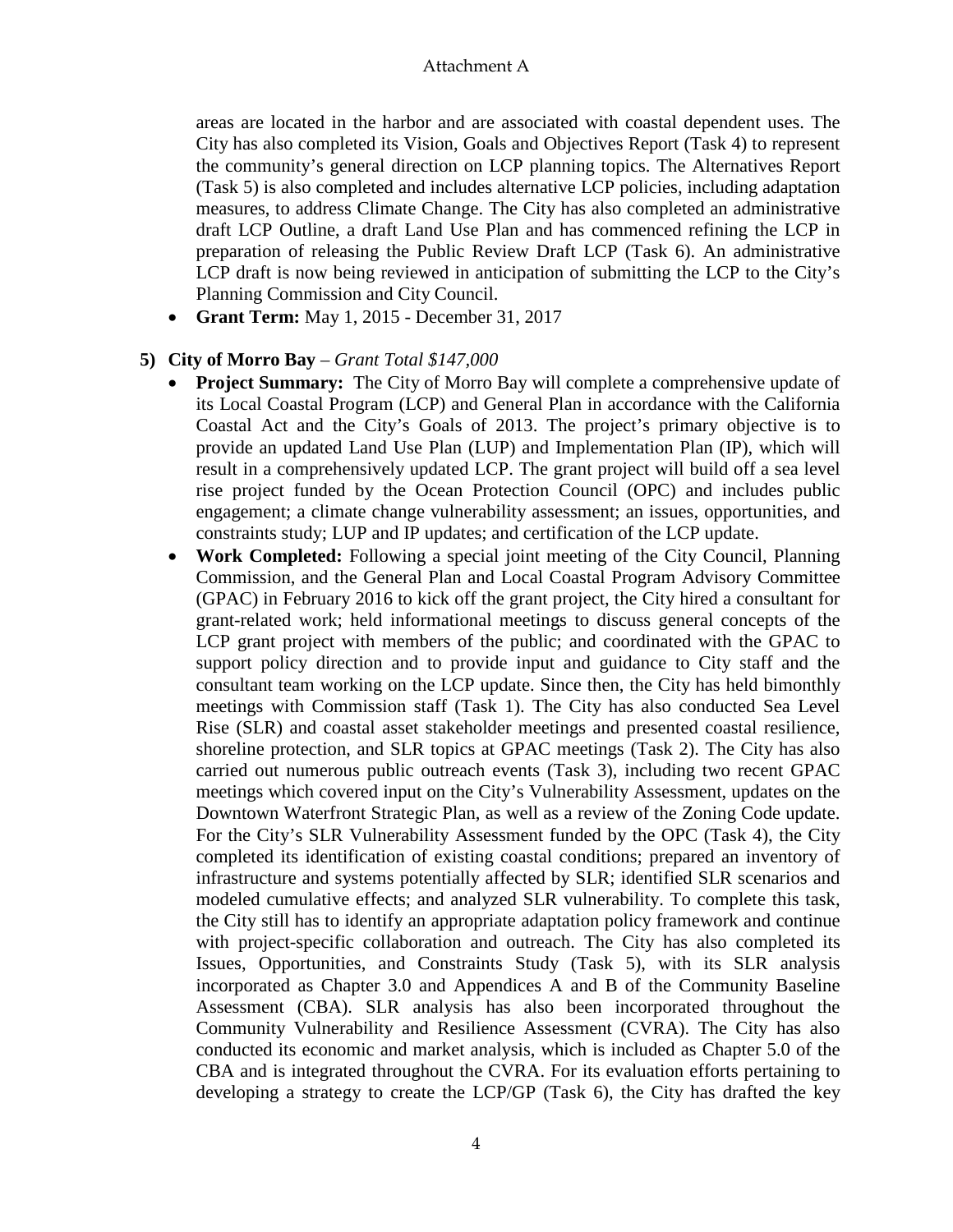areas are located in the harbor and are associated with coastal dependent uses. The City has also completed its Vision, Goals and Objectives Report (Task 4) to represent the community's general direction on LCP planning topics. The Alternatives Report (Task 5) is also completed and includes alternative LCP policies, including adaptation measures, to address Climate Change. The City has also completed an administrative draft LCP Outline, a draft Land Use Plan and has commenced refining the LCP in preparation of releasing the Public Review Draft LCP (Task 6). An administrative LCP draft is now being reviewed in anticipation of submitting the LCP to the City's Planning Commission and City Council.

- **Grant Term:** May 1, 2015 - December 31, 2017

**5) City of Morro Bay** – *Grant Total $147,000*

- **Project Summary:** The City of Morro Bay will complete a comprehensive update of its Local Coastal Program (LCP) and General Plan in accordance with the California Coastal Act and the City's Goals of 2013. The project's primary objective is to provide an updated Land Use Plan (LUP) and Implementation Plan (IP), which will result in a comprehensively updated LCP. The grant project will build off a sea level rise project funded by the Ocean Protection Council (OPC) and includes public engagement; a climate change vulnerability assessment; an issues, opportunities, and constraints study; LUP and IP updates; and certification of the LCP update.
- **Work Completed:** Following a special joint meeting of the City Council, Planning Commission, and the General Plan and Local Coastal Program Advisory Committee (GPAC) in February 2016 to kick off the grant project, the City hired a consultant for grant-related work; held informational meetings to discuss general concepts of the LCP grant project with members of the public; and coordinated with the GPAC to support policy direction and to provide input and guidance to City staff and the consultant team working on the LCP update. Since then, the City has held bimonthly meetings with Commission staff (Task 1). The City has also conducted Sea Level Rise (SLR) and coastal asset stakeholder meetings and presented coastal resilience, shoreline protection, and SLR topics at GPAC meetings (Task 2). The City has also carried out numerous public outreach events (Task 3), including two recent GPAC meetings which covered input on the City's Vulnerability Assessment, updates on the Downtown Waterfront Strategic Plan, as well as a review of the Zoning Code update. For the City's SLR Vulnerability Assessment funded by the OPC (Task 4), the City completed its identification of existing coastal conditions; prepared an inventory of infrastructure and systems potentially affected by SLR; identified SLR scenarios and modeled cumulative effects; and analyzed SLR vulnerability. To complete this task, the City still has to identify an appropriate adaptation policy framework and continue with project-specific collaboration and outreach. The City has also completed its Issues, Opportunities, and Constraints Study (Task 5), with its SLR analysis incorporated as Chapter 3.0 and Appendices A and B of the Community Baseline Assessment (CBA). SLR analysis has also been incorporated throughout the Community Vulnerability and Resilience Assessment (CVRA). The City has also conducted its economic and market analysis, which is included as Chapter 5.0 of the CBA and is integrated throughout the CVRA. For its evaluation efforts pertaining to developing a strategy to create the LCP/GP (Task 6), the City has drafted the key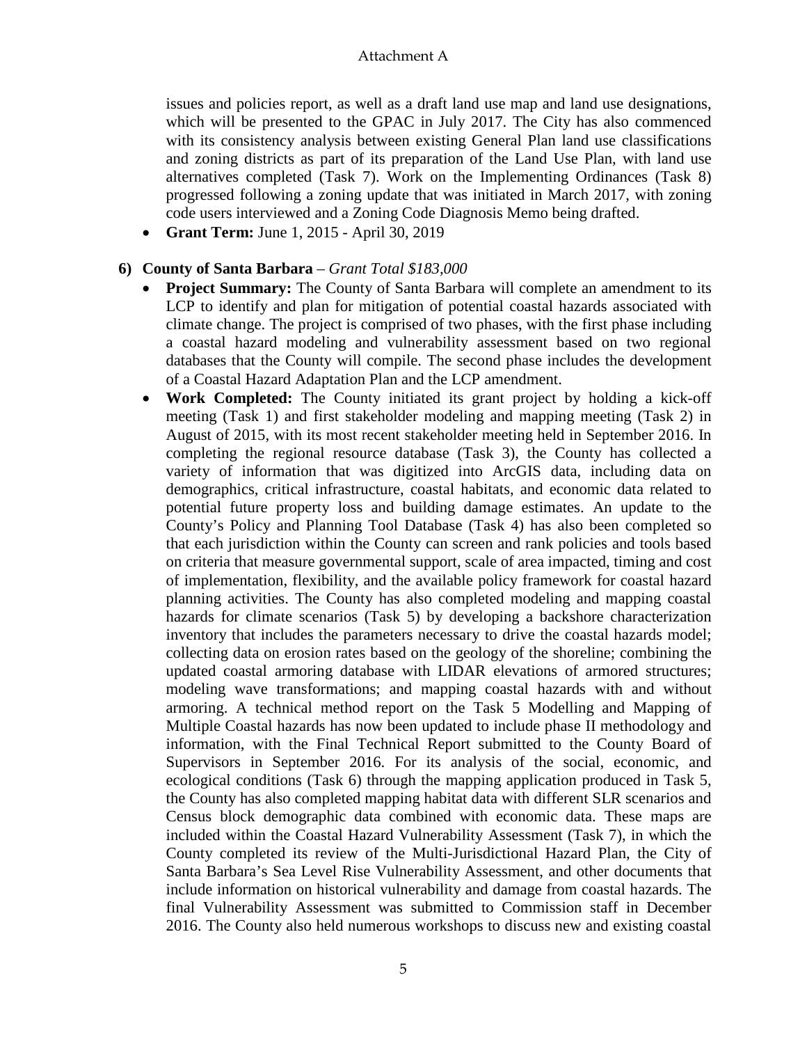issues and policies report, as well as a draft land use map and land use designations, which will be presented to the GPAC in July 2017. The City has also commenced with its consistency analysis between existing General Plan land use classifications and zoning districts as part of its preparation of the Land Use Plan, with land use alternatives completed (Task 7). Work on the Implementing Ordinances (Task 8) progressed following a zoning update that was initiated in March 2017, with zoning code users interviewed and a Zoning Code Diagnosis Memo being drafted.

- **Grant Term:** June 1, 2015 - April 30, 2019

**6) County of Santa Barbara** – *Grant Total $183,000*

- **Project Summary:** The County of Santa Barbara will complete an amendment to its LCP to identify and plan for mitigation of potential coastal hazards associated with climate change. The project is comprised of two phases, with the first phase including a coastal hazard modeling and vulnerability assessment based on two regional databases that the County will compile. The second phase includes the development of a Coastal Hazard Adaptation Plan and the LCP amendment.
- **Work Completed:** The County initiated its grant project by holding a kick-off meeting (Task 1) and first stakeholder modeling and mapping meeting (Task 2) in August of 2015, with its most recent stakeholder meeting held in September 2016. In completing the regional resource database (Task 3), the County has collected a variety of information that was digitized into ArcGIS data, including data on demographics, critical infrastructure, coastal habitats, and economic data related to potential future property loss and building damage estimates. An update to the County's Policy and Planning Tool Database (Task 4) has also been completed so that each jurisdiction within the County can screen and rank policies and tools based on criteria that measure governmental support, scale of area impacted, timing and cost of implementation, flexibility, and the available policy framework for coastal hazard planning activities. The County has also completed modeling and mapping coastal hazards for climate scenarios (Task 5) by developing a backshore characterization inventory that includes the parameters necessary to drive the coastal hazards model; collecting data on erosion rates based on the geology of the shoreline; combining the updated coastal armoring database with LIDAR elevations of armored structures; modeling wave transformations; and mapping coastal hazards with and without armoring. A technical method report on the Task 5 Modelling and Mapping of Multiple Coastal hazards has now been updated to include phase II methodology and information, with the Final Technical Report submitted to the County Board of Supervisors in September 2016. For its analysis of the social, economic, and ecological conditions (Task 6) through the mapping application produced in Task 5, the County has also completed mapping habitat data with different SLR scenarios and Census block demographic data combined with economic data. These maps are included within the Coastal Hazard Vulnerability Assessment (Task 7), in which the County completed its review of the Multi-Jurisdictional Hazard Plan, the City of Santa Barbara's Sea Level Rise Vulnerability Assessment, and other documents that include information on historical vulnerability and damage from coastal hazards. The final Vulnerability Assessment was submitted to Commission staff in December 2016. The County also held numerous workshops to discuss new and existing coastal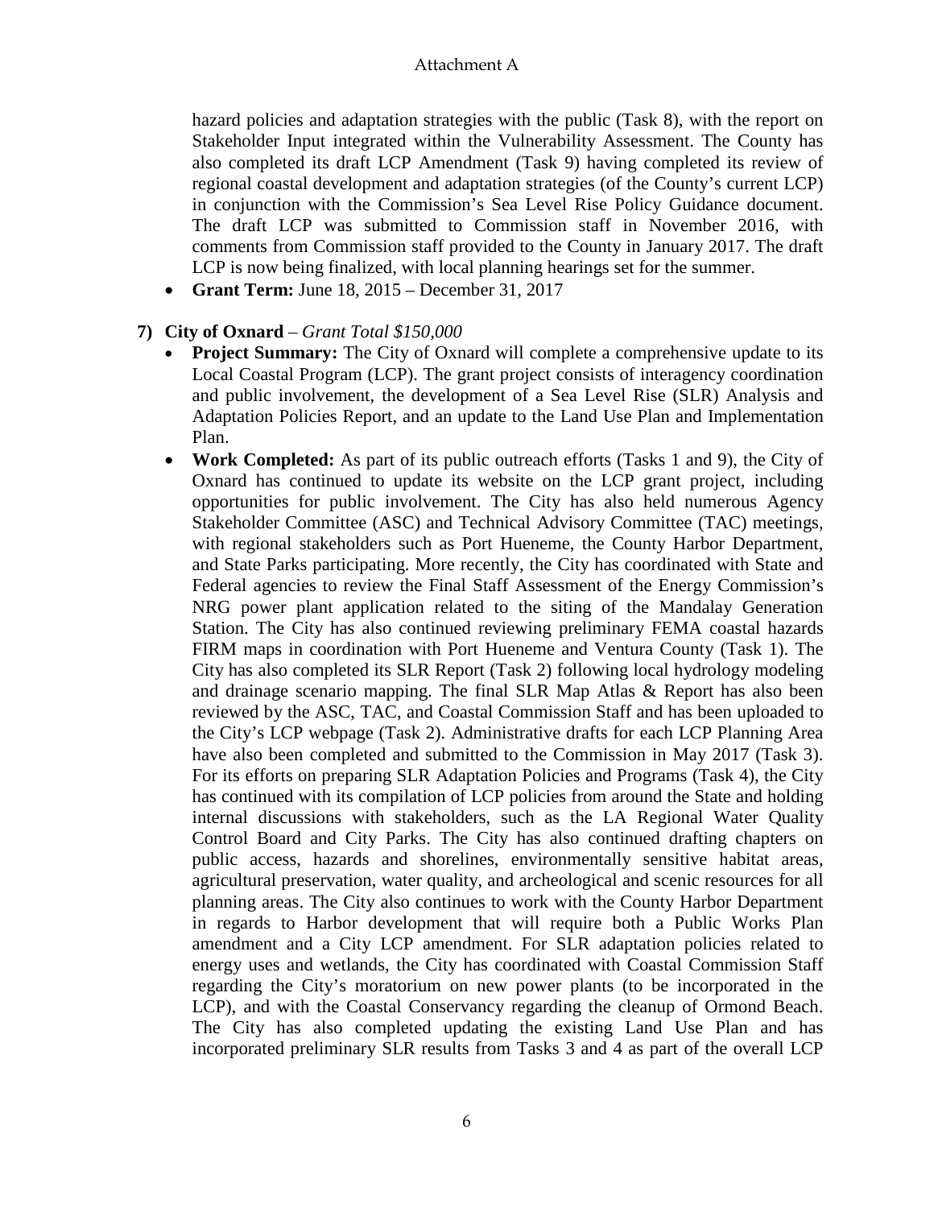hazard policies and adaptation strategies with the public (Task 8), with the report on Stakeholder Input integrated within the Vulnerability Assessment. The County has also completed its draft LCP Amendment (Task 9) having completed its review of regional coastal development and adaptation strategies (of the County's current LCP) in conjunction with the Commission's Sea Level Rise Policy Guidance document. The draft LCP was submitted to Commission staff in November 2016, with comments from Commission staff provided to the County in January 2017. The draft LCP is now being finalized, with local planning hearings set for the summer.

- **Grant Term:** June 18, 2015 – December 31, 2017

**7) City of Oxnard** – *Grant Total $150,000*

- **Project Summary:** The City of Oxnard will complete a comprehensive update to its Local Coastal Program (LCP). The grant project consists of interagency coordination and public involvement, the development of a Sea Level Rise (SLR) Analysis and Adaptation Policies Report, and an update to the Land Use Plan and Implementation Plan.
- **Work Completed:** As part of its public outreach efforts (Tasks 1 and 9), the City of Oxnard has continued to update its website on the LCP grant project, including opportunities for public involvement. The City has also held numerous Agency Stakeholder Committee (ASC) and Technical Advisory Committee (TAC) meetings, with regional stakeholders such as Port Hueneme, the County Harbor Department, and State Parks participating. More recently, the City has coordinated with State and Federal agencies to review the Final Staff Assessment of the Energy Commission's NRG power plant application related to the siting of the Mandalay Generation Station. The City has also continued reviewing preliminary FEMA coastal hazards FIRM maps in coordination with Port Hueneme and Ventura County (Task 1). The City has also completed its SLR Report (Task 2) following local hydrology modeling and drainage scenario mapping. The final SLR Map Atlas & Report has also been reviewed by the ASC, TAC, and Coastal Commission Staff and has been uploaded to the City's LCP webpage (Task 2). Administrative drafts for each LCP Planning Area have also been completed and submitted to the Commission in May 2017 (Task 3). For its efforts on preparing SLR Adaptation Policies and Programs (Task 4), the City has continued with its compilation of LCP policies from around the State and holding internal discussions with stakeholders, such as the LA Regional Water Quality Control Board and City Parks. The City has also continued drafting chapters on public access, hazards and shorelines, environmentally sensitive habitat areas, agricultural preservation, water quality, and archeological and scenic resources for all planning areas. The City also continues to work with the County Harbor Department in regards to Harbor development that will require both a Public Works Plan amendment and a City LCP amendment. For SLR adaptation policies related to energy uses and wetlands, the City has coordinated with Coastal Commission Staff regarding the City's moratorium on new power plants (to be incorporated in the LCP), and with the Coastal Conservancy regarding the cleanup of Ormond Beach. The City has also completed updating the existing Land Use Plan and has incorporated preliminary SLR results from Tasks 3 and 4 as part of the overall LCP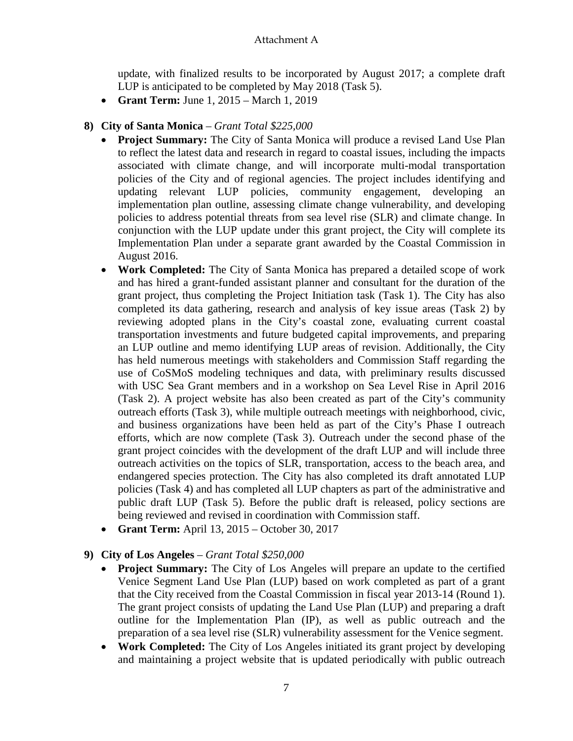update, with finalized results to be incorporated by August 2017; a complete draft LUP is anticipated to be completed by May 2018 (Task 5).

- **Grant Term:** June 1, 2015 – March 1, 2019

**8) City of Santa Monica** – *Grant Total $225,000*

- **Project Summary:** The City of Santa Monica will produce a revised Land Use Plan to reflect the latest data and research in regard to coastal issues, including the impacts associated with climate change, and will incorporate multi-modal transportation policies of the City and of regional agencies. The project includes identifying and updating relevant LUP policies, community engagement, developing an implementation plan outline, assessing climate change vulnerability, and developing policies to address potential threats from sea level rise (SLR) and climate change. In conjunction with the LUP update under this grant project, the City will complete its Implementation Plan under a separate grant awarded by the Coastal Commission in August 2016.
- **Work Completed:** The City of Santa Monica has prepared a detailed scope of work and has hired a grant-funded assistant planner and consultant for the duration of the grant project, thus completing the Project Initiation task (Task 1). The City has also completed its data gathering, research and analysis of key issue areas (Task 2) by reviewing adopted plans in the City's coastal zone, evaluating current coastal transportation investments and future budgeted capital improvements, and preparing an LUP outline and memo identifying LUP areas of revision. Additionally, the City has held numerous meetings with stakeholders and Commission Staff regarding the use of CoSMoS modeling techniques and data, with preliminary results discussed with USC Sea Grant members and in a workshop on Sea Level Rise in April 2016 (Task 2). A project website has also been created as part of the City's community outreach efforts (Task 3), while multiple outreach meetings with neighborhood, civic, and business organizations have been held as part of the City's Phase I outreach efforts, which are now complete (Task 3). Outreach under the second phase of the grant project coincides with the development of the draft LUP and will include three outreach activities on the topics of SLR, transportation, access to the beach area, and endangered species protection. The City has also completed its draft annotated LUP policies (Task 4) and has completed all LUP chapters as part of the administrative and public draft LUP (Task 5). Before the public draft is released, policy sections are being reviewed and revised in coordination with Commission staff.
- **Grant Term:** April 13, 2015 – October 30, 2017

**9) City of Los Angeles** – *Grant Total $250,000*

- **Project Summary:** The City of Los Angeles will prepare an update to the certified Venice Segment Land Use Plan (LUP) based on work completed as part of a grant that the City received from the Coastal Commission in fiscal year 2013-14 (Round 1). The grant project consists of updating the Land Use Plan (LUP) and preparing a draft outline for the Implementation Plan (IP), as well as public outreach and the preparation of a sea level rise (SLR) vulnerability assessment for the Venice segment.
- **Work Completed:** The City of Los Angeles initiated its grant project by developing and maintaining a project website that is updated periodically with public outreach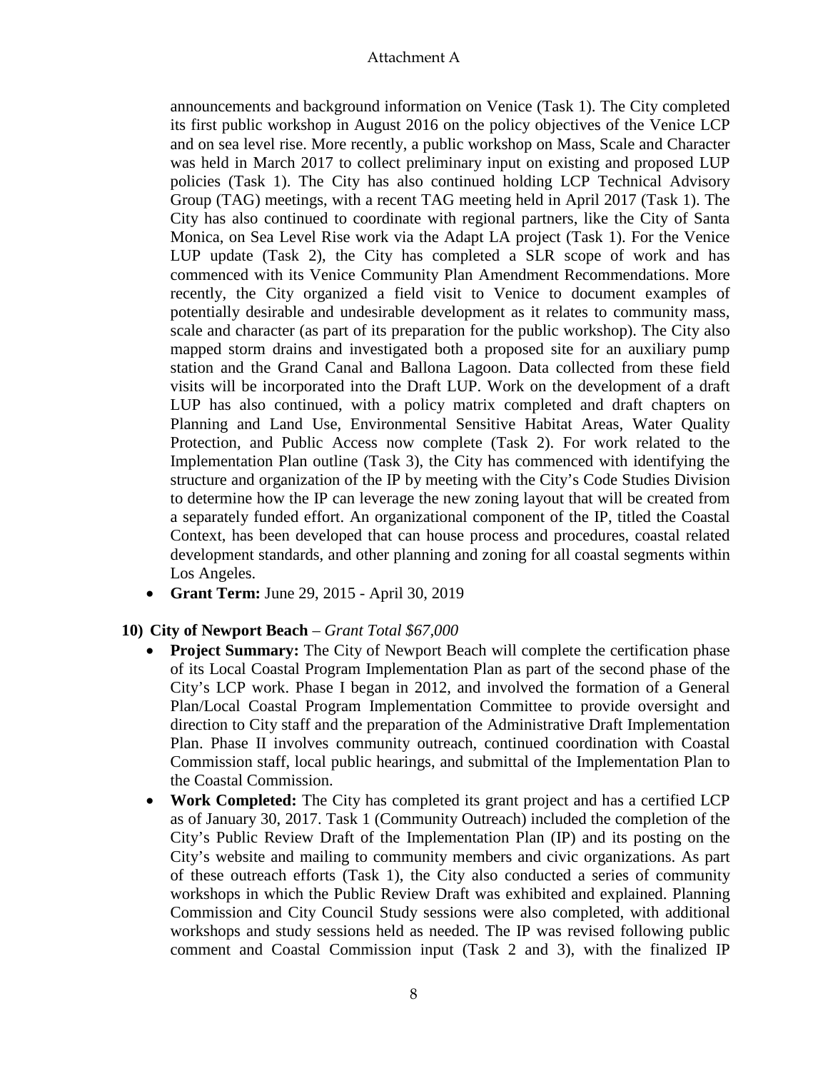announcements and background information on Venice (Task 1). The City completed its first public workshop in August 2016 on the policy objectives of the Venice LCP and on sea level rise. More recently, a public workshop on Mass, Scale and Character was held in March 2017 to collect preliminary input on existing and proposed LUP policies (Task 1). The City has also continued holding LCP Technical Advisory Group (TAG) meetings, with a recent TAG meeting held in April 2017 (Task 1). The City has also continued to coordinate with regional partners, like the City of Santa Monica, on Sea Level Rise work via the Adapt LA project (Task 1). For the Venice LUP update (Task 2), the City has completed a SLR scope of work and has commenced with its Venice Community Plan Amendment Recommendations. More recently, the City organized a field visit to Venice to document examples of potentially desirable and undesirable development as it relates to community mass, scale and character (as part of its preparation for the public workshop). The City also mapped storm drains and investigated both a proposed site for an auxiliary pump station and the Grand Canal and Ballona Lagoon. Data collected from these field visits will be incorporated into the Draft LUP. Work on the development of a draft LUP has also continued, with a policy matrix completed and draft chapters on Planning and Land Use, Environmental Sensitive Habitat Areas, Water Quality Protection, and Public Access now complete (Task 2). For work related to the Implementation Plan outline (Task 3), the City has commenced with identifying the structure and organization of the IP by meeting with the City's Code Studies Division to determine how the IP can leverage the new zoning layout that will be created from a separately funded effort. An organizational component of the IP, titled the Coastal Context, has been developed that can house process and procedures, coastal related development standards, and other planning and zoning for all coastal segments within Los Angeles.

- **Grant Term:** June 29, 2015 - April 30, 2019

**10) City of Newport Beach** – *Grant Total $67,000*

- **Project Summary:** The City of Newport Beach will complete the certification phase of its Local Coastal Program Implementation Plan as part of the second phase of the City's LCP work. Phase I began in 2012, and involved the formation of a General Plan/Local Coastal Program Implementation Committee to provide oversight and direction to City staff and the preparation of the Administrative Draft Implementation Plan. Phase II involves community outreach, continued coordination with Coastal Commission staff, local public hearings, and submittal of the Implementation Plan to the Coastal Commission.
- **Work Completed:** The City has completed its grant project and has a certified LCP as of January 30, 2017. Task 1 (Community Outreach) included the completion of the City's Public Review Draft of the Implementation Plan (IP) and its posting on the City's website and mailing to community members and civic organizations. As part of these outreach efforts (Task 1), the City also conducted a series of community workshops in which the Public Review Draft was exhibited and explained. Planning Commission and City Council Study sessions were also completed, with additional workshops and study sessions held as needed. The IP was revised following public comment and Coastal Commission input (Task 2 and 3), with the finalized IP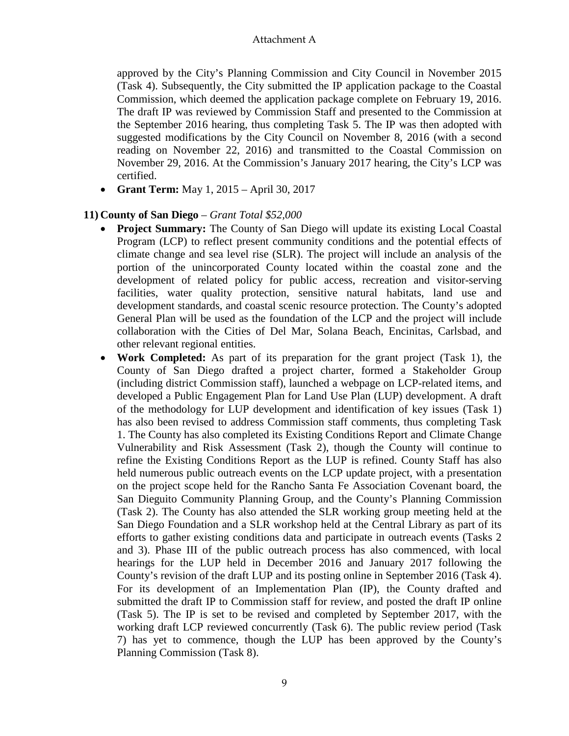approved by the City's Planning Commission and City Council in November 2015 (Task 4). Subsequently, the City submitted the IP application package to the Coastal Commission, which deemed the application package complete on February 19, 2016. The draft IP was reviewed by Commission Staff and presented to the Commission at the September 2016 hearing, thus completing Task 5. The IP was then adopted with suggested modifications by the City Council on November 8, 2016 (with a second reading on November 22, 2016) and transmitted to the Coastal Commission on November 29, 2016. At the Commission's January 2017 hearing, the City's LCP was certified.

- **Grant Term:** May 1, 2015 – April 30, 2017

**11) County of San Diego** – *Grant Total $52,000*

- **Project Summary:** The County of San Diego will update its existing Local Coastal Program (LCP) to reflect present community conditions and the potential effects of climate change and sea level rise (SLR). The project will include an analysis of the portion of the unincorporated County located within the coastal zone and the development of related policy for public access, recreation and visitor-serving facilities, water quality protection, sensitive natural habitats, land use and development standards, and coastal scenic resource protection. The County's adopted General Plan will be used as the foundation of the LCP and the project will include collaboration with the Cities of Del Mar, Solana Beach, Encinitas, Carlsbad, and other relevant regional entities.
- **Work Completed:** As part of its preparation for the grant project (Task 1), the County of San Diego drafted a project charter, formed a Stakeholder Group (including district Commission staff), launched a webpage on LCP-related items, and developed a Public Engagement Plan for Land Use Plan (LUP) development. A draft of the methodology for LUP development and identification of key issues (Task 1) has also been revised to address Commission staff comments, thus completing Task 1. The County has also completed its Existing Conditions Report and Climate Change Vulnerability and Risk Assessment (Task 2), though the County will continue to refine the Existing Conditions Report as the LUP is refined. County Staff has also held numerous public outreach events on the LCP update project, with a presentation on the project scope held for the Rancho Santa Fe Association Covenant board, the San Dieguito Community Planning Group, and the County's Planning Commission (Task 2). The County has also attended the SLR working group meeting held at the San Diego Foundation and a SLR workshop held at the Central Library as part of its efforts to gather existing conditions data and participate in outreach events (Tasks 2 and 3). Phase III of the public outreach process has also commenced, with local hearings for the LUP held in December 2016 and January 2017 following the County's revision of the draft LUP and its posting online in September 2016 (Task 4). For its development of an Implementation Plan (IP), the County drafted and submitted the draft IP to Commission staff for review, and posted the draft IP online (Task 5). The IP is set to be revised and completed by September 2017, with the working draft LCP reviewed concurrently (Task 6). The public review period (Task 7) has yet to commence, though the LUP has been approved by the County's Planning Commission (Task 8).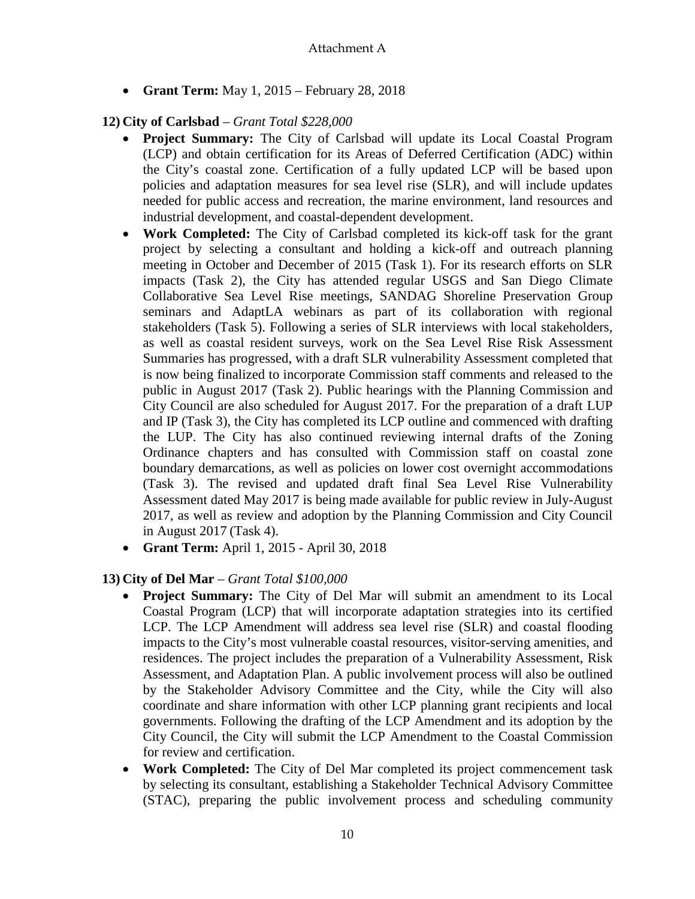- **Grant Term:** May 1, 2015 – February 28, 2018

**12) City of Carlsbad** – *Grant Total $228,000*

- **Project Summary:** The City of Carlsbad will update its Local Coastal Program (LCP) and obtain certification for its Areas of Deferred Certification (ADC) within the City's coastal zone. Certification of a fully updated LCP will be based upon policies and adaptation measures for sea level rise (SLR), and will include updates needed for public access and recreation, the marine environment, land resources and industrial development, and coastal-dependent development.
- **Work Completed:** The City of Carlsbad completed its kick-off task for the grant project by selecting a consultant and holding a kick-off and outreach planning meeting in October and December of 2015 (Task 1). For its research efforts on SLR impacts (Task 2), the City has attended regular USGS and San Diego Climate Collaborative Sea Level Rise meetings, SANDAG Shoreline Preservation Group seminars and AdaptLA webinars as part of its collaboration with regional stakeholders (Task 5). Following a series of SLR interviews with local stakeholders, as well as coastal resident surveys, work on the Sea Level Rise Risk Assessment Summaries has progressed, with a draft SLR vulnerability Assessment completed that is now being finalized to incorporate Commission staff comments and released to the public in August 2017 (Task 2). Public hearings with the Planning Commission and City Council are also scheduled for August 2017. For the preparation of a draft LUP and IP (Task 3), the City has completed its LCP outline and commenced with drafting the LUP. The City has also continued reviewing internal drafts of the Zoning Ordinance chapters and has consulted with Commission staff on coastal zone boundary demarcations, as well as policies on lower cost overnight accommodations (Task 3). The revised and updated draft final Sea Level Rise Vulnerability Assessment dated May 2017 is being made available for public review in July-August 2017, as well as review and adoption by the Planning Commission and City Council in August 2017 (Task 4).
- **Grant Term:** April 1, 2015 - April 30, 2018

**13) City of Del Mar** – *Grant Total $100,000*

- **Project Summary:** The City of Del Mar will submit an amendment to its Local Coastal Program (LCP) that will incorporate adaptation strategies into its certified LCP. The LCP Amendment will address sea level rise (SLR) and coastal flooding impacts to the City's most vulnerable coastal resources, visitor-serving amenities, and residences. The project includes the preparation of a Vulnerability Assessment, Risk Assessment, and Adaptation Plan. A public involvement process will also be outlined by the Stakeholder Advisory Committee and the City, while the City will also coordinate and share information with other LCP planning grant recipients and local governments. Following the drafting of the LCP Amendment and its adoption by the City Council, the City will submit the LCP Amendment to the Coastal Commission for review and certification.
- **Work Completed:** The City of Del Mar completed its project commencement task by selecting its consultant, establishing a Stakeholder Technical Advisory Committee (STAC), preparing the public involvement process and scheduling community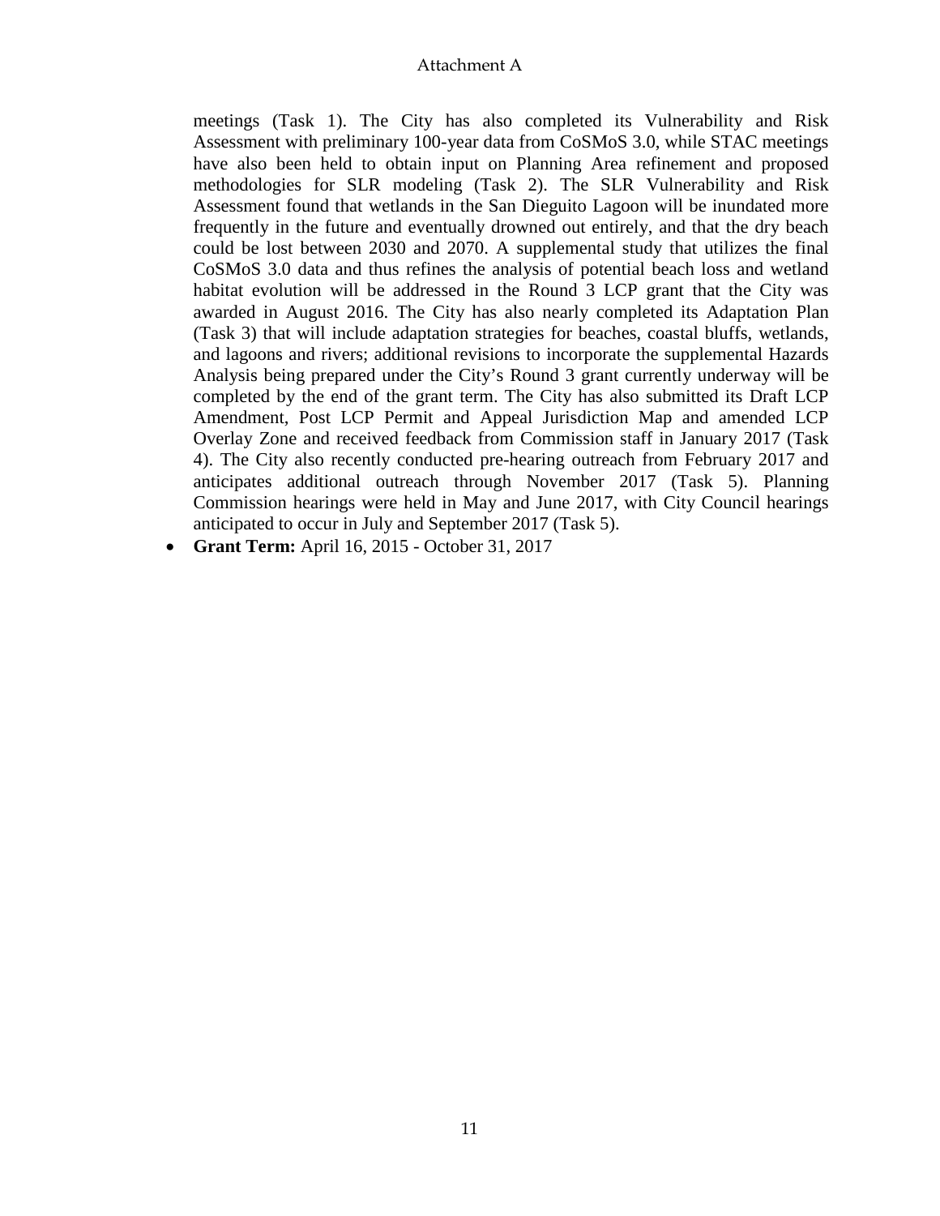meetings (Task 1). The City has also completed its Vulnerability and Risk Assessment with preliminary 100-year data from CoSMoS 3.0, while STAC meetings have also been held to obtain input on Planning Area refinement and proposed methodologies for SLR modeling (Task 2). The SLR Vulnerability and Risk Assessment found that wetlands in the San Dieguito Lagoon will be inundated more frequently in the future and eventually drowned out entirely, and that the dry beach could be lost between 2030 and 2070. A supplemental study that utilizes the final CoSMoS 3.0 data and thus refines the analysis of potential beach loss and wetland habitat evolution will be addressed in the Round 3 LCP grant that the City was awarded in August 2016. The City has also nearly completed its Adaptation Plan (Task 3) that will include adaptation strategies for beaches, coastal bluffs, wetlands, and lagoons and rivers; additional revisions to incorporate the supplemental Hazards Analysis being prepared under the City's Round 3 grant currently underway will be completed by the end of the grant term. The City has also submitted its Draft LCP Amendment, Post LCP Permit and Appeal Jurisdiction Map and amended LCP Overlay Zone and received feedback from Commission staff in January 2017 (Task 4). The City also recently conducted pre-hearing outreach from February 2017 and anticipates additional outreach through November 2017 (Task 5). Planning Commission hearings were held in May and June 2017, with City Council hearings anticipated to occur in July and September 2017 (Task 5).

- **Grant Term:** April 16, 2015 - October 31, 2017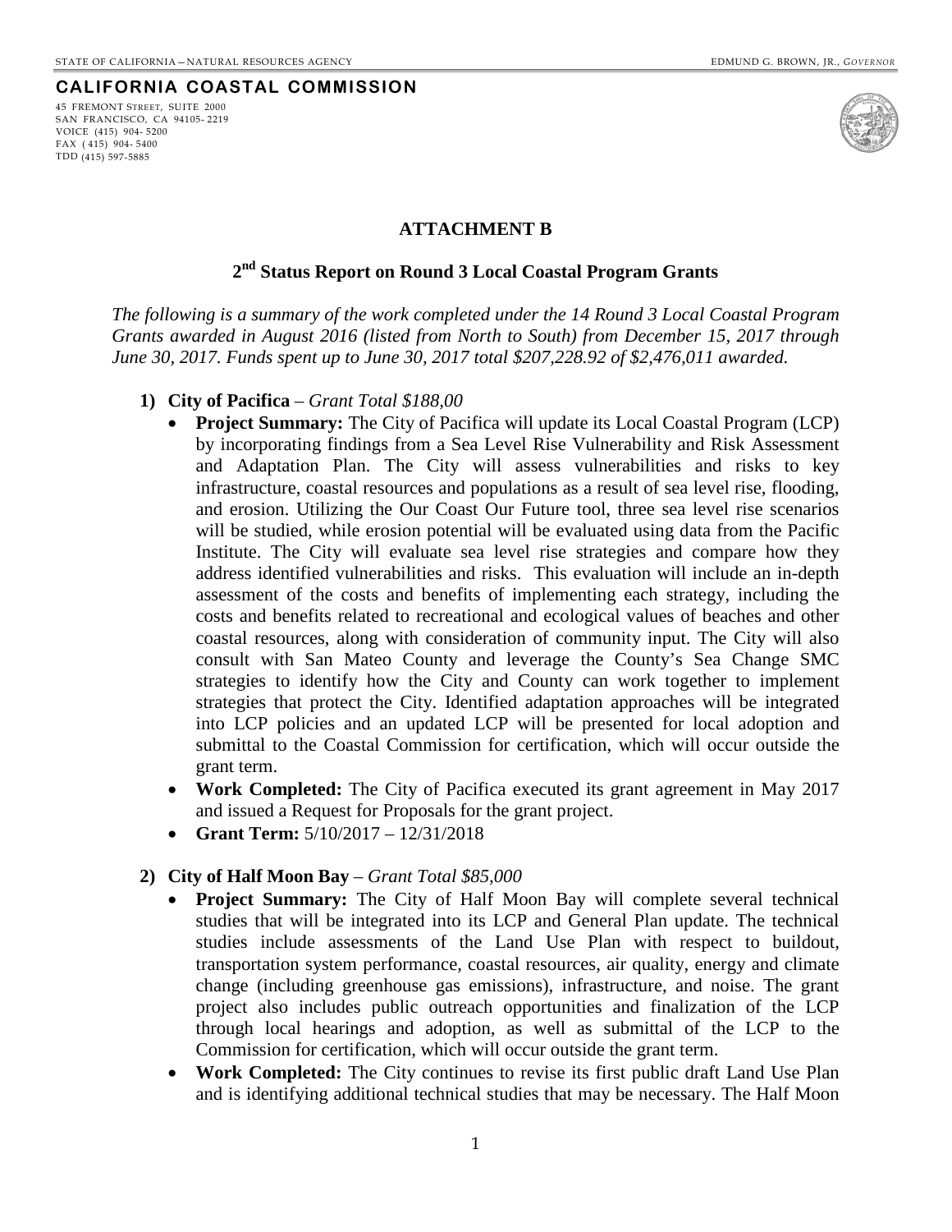STATE OF CALIFORNIA – NATURAL RESOURCES AGENCY EDMUND G. BROWN, JR., *GOVERNOR*

**CALIFORNIA COASTAL COMMISSION**

45 FREMONT STREET, SUITE 2000
SAN FRANCISCO, CA 94105-2219
VOICE (415) 904-5200
FAX (415) 904-5400
TDD (415) 597-5885

# ATTACHMENT B

## 2nd Status Report on Round 3 Local Coastal Program Grants

*The following is a summary of the work completed under the 14 Round 3 Local Coastal Program Grants awarded in August 2016 (listed from North to South) from December 15, 2017 through June 30, 2017. Funds spent up to June 30, 2017 total $207,228.92 of $2,476,011 awarded.*

1) **City of Pacifica** – *Grant Total $188,00*
   - **Project Summary:** The City of Pacifica will update its Local Coastal Program (LCP) by incorporating findings from a Sea Level Rise Vulnerability and Risk Assessment and Adaptation Plan. The City will assess vulnerabilities and risks to key infrastructure, coastal resources and populations as a result of sea level rise, flooding, and erosion. Utilizing the Our Coast Our Future tool, three sea level rise scenarios will be studied, while erosion potential will be evaluated using data from the Pacific Institute. The City will evaluate sea level rise strategies and compare how they address identified vulnerabilities and risks. This evaluation will include an in-depth assessment of the costs and benefits of implementing each strategy, including the costs and benefits related to recreational and ecological values of beaches and other coastal resources, along with consideration of community input. The City will also consult with San Mateo County and leverage the County's Sea Change SMC strategies to identify how the City and County can work together to implement strategies that protect the City. Identified adaptation approaches will be integrated into LCP policies and an updated LCP will be presented for local adoption and submittal to the Coastal Commission for certification, which will occur outside the grant term.
   - **Work Completed:** The City of Pacifica executed its grant agreement in May 2017 and issued a Request for Proposals for the grant project.
   - **Grant Term:** 5/10/2017 – 12/31/2018

2) **City of Half Moon Bay** – *Grant Total $85,000*
   - **Project Summary:** The City of Half Moon Bay will complete several technical studies that will be integrated into its LCP and General Plan update. The technical studies include assessments of the Land Use Plan with respect to buildout, transportation system performance, coastal resources, air quality, energy and climate change (including greenhouse gas emissions), infrastructure, and noise. The grant project also includes public outreach opportunities and finalization of the LCP through local hearings and adoption, as well as submittal of the LCP to the Commission for certification, which will occur outside the grant term.
   - **Work Completed:** The City continues to revise its first public draft Land Use Plan and is identifying additional technical studies that may be necessary. The Half Moon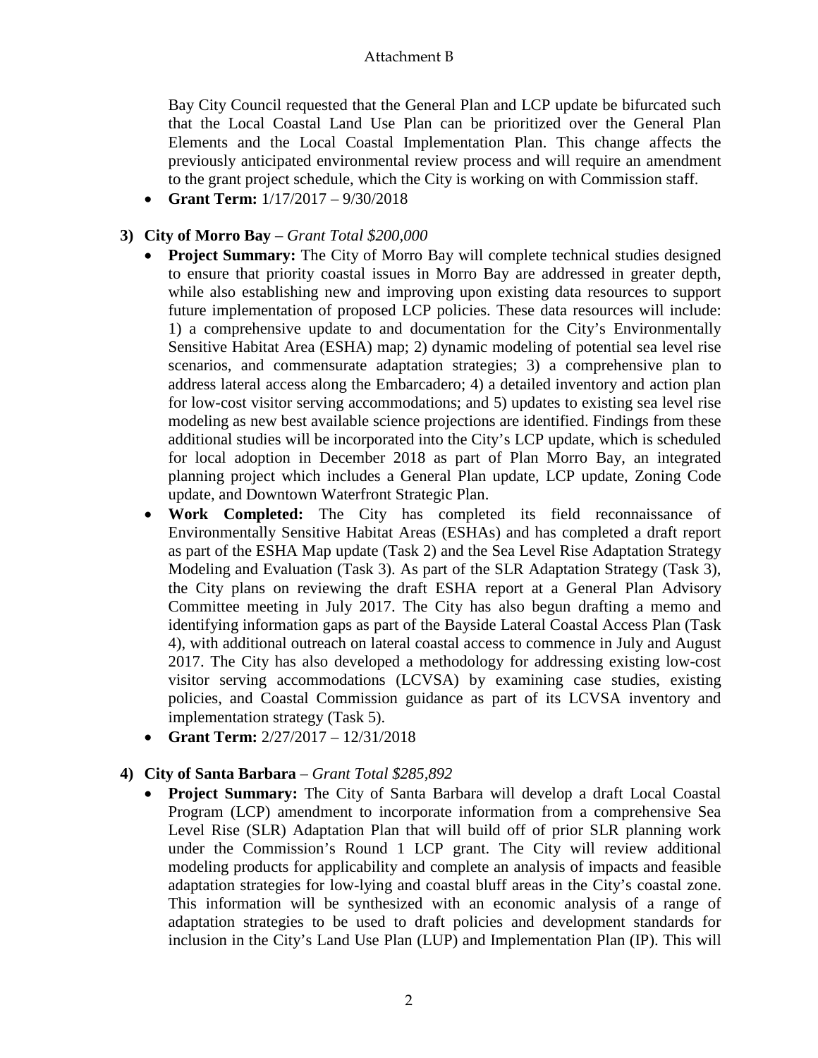Bay City Council requested that the General Plan and LCP update be bifurcated such that the Local Coastal Land Use Plan can be prioritized over the General Plan Elements and the Local Coastal Implementation Plan. This change affects the previously anticipated environmental review process and will require an amendment to the grant project schedule, which the City is working on with Commission staff.

- **Grant Term:** 1/17/2017 – 9/30/2018

**3) City of Morro Bay** – *Grant Total $200,000*

- **Project Summary:** The City of Morro Bay will complete technical studies designed to ensure that priority coastal issues in Morro Bay are addressed in greater depth, while also establishing new and improving upon existing data resources to support future implementation of proposed LCP policies. These data resources will include: 1) a comprehensive update to and documentation for the City's Environmentally Sensitive Habitat Area (ESHA) map; 2) dynamic modeling of potential sea level rise scenarios, and commensurate adaptation strategies; 3) a comprehensive plan to address lateral access along the Embarcadero; 4) a detailed inventory and action plan for low-cost visitor serving accommodations; and 5) updates to existing sea level rise modeling as new best available science projections are identified. Findings from these additional studies will be incorporated into the City's LCP update, which is scheduled for local adoption in December 2018 as part of Plan Morro Bay, an integrated planning project which includes a General Plan update, LCP update, Zoning Code update, and Downtown Waterfront Strategic Plan.
- **Work Completed:** The City has completed its field reconnaissance of Environmentally Sensitive Habitat Areas (ESHAs) and has completed a draft report as part of the ESHA Map update (Task 2) and the Sea Level Rise Adaptation Strategy Modeling and Evaluation (Task 3). As part of the SLR Adaptation Strategy (Task 3), the City plans on reviewing the draft ESHA report at a General Plan Advisory Committee meeting in July 2017. The City has also begun drafting a memo and identifying information gaps as part of the Bayside Lateral Coastal Access Plan (Task 4), with additional outreach on lateral coastal access to commence in July and August 2017. The City has also developed a methodology for addressing existing low-cost visitor serving accommodations (LCVSA) by examining case studies, existing policies, and Coastal Commission guidance as part of its LCVSA inventory and implementation strategy (Task 5).
- **Grant Term:** 2/27/2017 – 12/31/2018

**4) City of Santa Barbara** – *Grant Total $285,892*

- **Project Summary:** The City of Santa Barbara will develop a draft Local Coastal Program (LCP) amendment to incorporate information from a comprehensive Sea Level Rise (SLR) Adaptation Plan that will build off of prior SLR planning work under the Commission's Round 1 LCP grant. The City will review additional modeling products for applicability and complete an analysis of impacts and feasible adaptation strategies for low-lying and coastal bluff areas in the City's coastal zone. This information will be synthesized with an economic analysis of a range of adaptation strategies to be used to draft policies and development standards for inclusion in the City's Land Use Plan (LUP) and Implementation Plan (IP). This will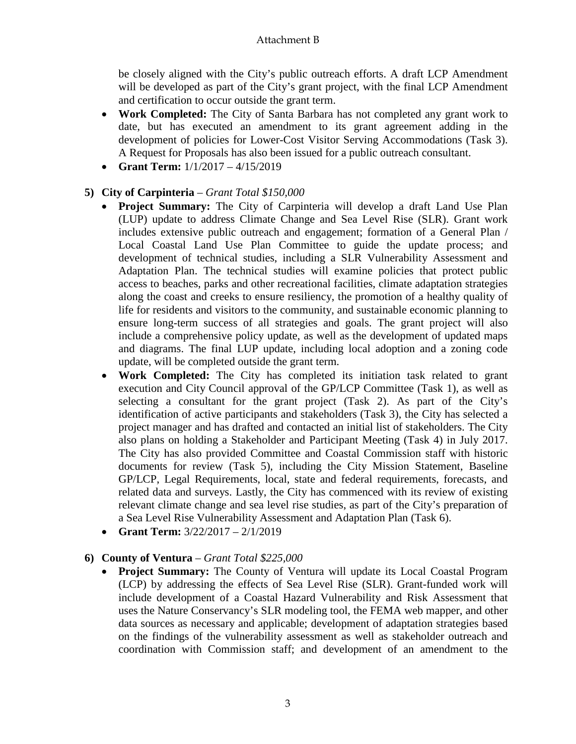be closely aligned with the City's public outreach efforts. A draft LCP Amendment will be developed as part of the City's grant project, with the final LCP Amendment and certification to occur outside the grant term.

- **Work Completed:** The City of Santa Barbara has not completed any grant work to date, but has executed an amendment to its grant agreement adding in the development of policies for Lower-Cost Visitor Serving Accommodations (Task 3). A Request for Proposals has also been issued for a public outreach consultant.
- **Grant Term:** 1/1/2017 – 4/15/2019

**5) City of Carpinteria** – *Grant Total $150,000*

- **Project Summary:** The City of Carpinteria will develop a draft Land Use Plan (LUP) update to address Climate Change and Sea Level Rise (SLR). Grant work includes extensive public outreach and engagement; formation of a General Plan / Local Coastal Land Use Plan Committee to guide the update process; and development of technical studies, including a SLR Vulnerability Assessment and Adaptation Plan. The technical studies will examine policies that protect public access to beaches, parks and other recreational facilities, climate adaptation strategies along the coast and creeks to ensure resiliency, the promotion of a healthy quality of life for residents and visitors to the community, and sustainable economic planning to ensure long-term success of all strategies and goals. The grant project will also include a comprehensive policy update, as well as the development of updated maps and diagrams. The final LUP update, including local adoption and a zoning code update, will be completed outside the grant term.
- **Work Completed:** The City has completed its initiation task related to grant execution and City Council approval of the GP/LCP Committee (Task 1), as well as selecting a consultant for the grant project (Task 2). As part of the City's identification of active participants and stakeholders (Task 3), the City has selected a project manager and has drafted and contacted an initial list of stakeholders. The City also plans on holding a Stakeholder and Participant Meeting (Task 4) in July 2017. The City has also provided Committee and Coastal Commission staff with historic documents for review (Task 5), including the City Mission Statement, Baseline GP/LCP, Legal Requirements, local, state and federal requirements, forecasts, and related data and surveys. Lastly, the City has commenced with its review of existing relevant climate change and sea level rise studies, as part of the City's preparation of a Sea Level Rise Vulnerability Assessment and Adaptation Plan (Task 6).
- **Grant Term:** 3/22/2017 – 2/1/2019

**6) County of Ventura** – *Grant Total $225,000*

- **Project Summary:** The County of Ventura will update its Local Coastal Program (LCP) by addressing the effects of Sea Level Rise (SLR). Grant-funded work will include development of a Coastal Hazard Vulnerability and Risk Assessment that uses the Nature Conservancy's SLR modeling tool, the FEMA web mapper, and other data sources as necessary and applicable; development of adaptation strategies based on the findings of the vulnerability assessment as well as stakeholder outreach and coordination with Commission staff; and development of an amendment to the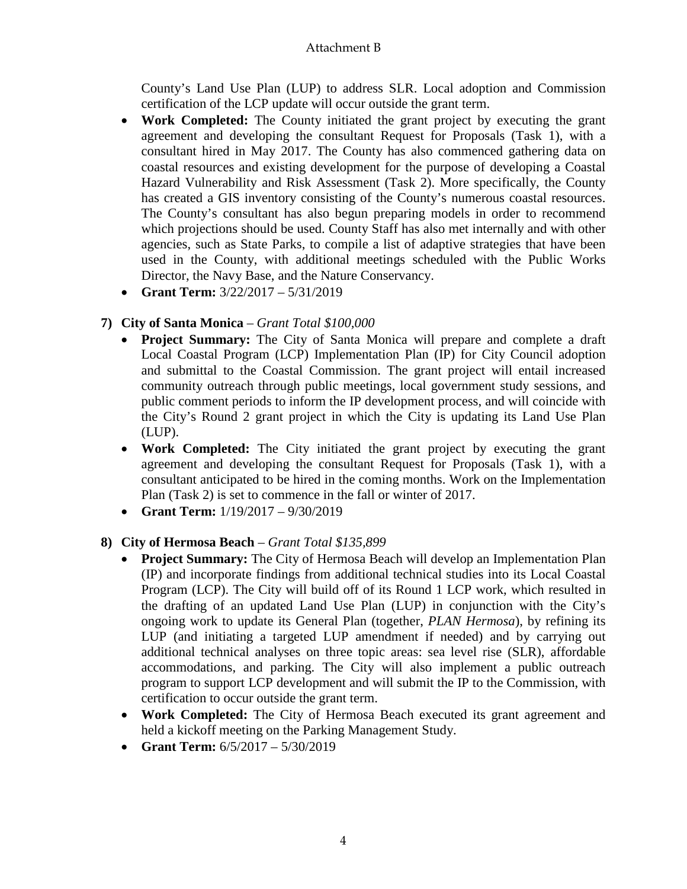County's Land Use Plan (LUP) to address SLR. Local adoption and Commission certification of the LCP update will occur outside the grant term.

- **Work Completed:** The County initiated the grant project by executing the grant agreement and developing the consultant Request for Proposals (Task 1), with a consultant hired in May 2017. The County has also commenced gathering data on coastal resources and existing development for the purpose of developing a Coastal Hazard Vulnerability and Risk Assessment (Task 2). More specifically, the County has created a GIS inventory consisting of the County's numerous coastal resources. The County's consultant has also begun preparing models in order to recommend which projections should be used. County Staff has also met internally and with other agencies, such as State Parks, to compile a list of adaptive strategies that have been used in the County, with additional meetings scheduled with the Public Works Director, the Navy Base, and the Nature Conservancy.
- **Grant Term:** 3/22/2017 – 5/31/2019

**7) City of Santa Monica** – *Grant Total $100,000*

- **Project Summary:** The City of Santa Monica will prepare and complete a draft Local Coastal Program (LCP) Implementation Plan (IP) for City Council adoption and submittal to the Coastal Commission. The grant project will entail increased community outreach through public meetings, local government study sessions, and public comment periods to inform the IP development process, and will coincide with the City's Round 2 grant project in which the City is updating its Land Use Plan (LUP).
- **Work Completed:** The City initiated the grant project by executing the grant agreement and developing the consultant Request for Proposals (Task 1), with a consultant anticipated to be hired in the coming months. Work on the Implementation Plan (Task 2) is set to commence in the fall or winter of 2017.
- **Grant Term:** 1/19/2017 – 9/30/2019

**8) City of Hermosa Beach** – *Grant Total $135,899*

- **Project Summary:** The City of Hermosa Beach will develop an Implementation Plan (IP) and incorporate findings from additional technical studies into its Local Coastal Program (LCP). The City will build off of its Round 1 LCP work, which resulted in the drafting of an updated Land Use Plan (LUP) in conjunction with the City's ongoing work to update its General Plan (together, *PLAN Hermosa*), by refining its LUP (and initiating a targeted LUP amendment if needed) and by carrying out additional technical analyses on three topic areas: sea level rise (SLR), affordable accommodations, and parking. The City will also implement a public outreach program to support LCP development and will submit the IP to the Commission, with certification to occur outside the grant term.
- **Work Completed:** The City of Hermosa Beach executed its grant agreement and held a kickoff meeting on the Parking Management Study.
- **Grant Term:** 6/5/2017 – 5/30/2019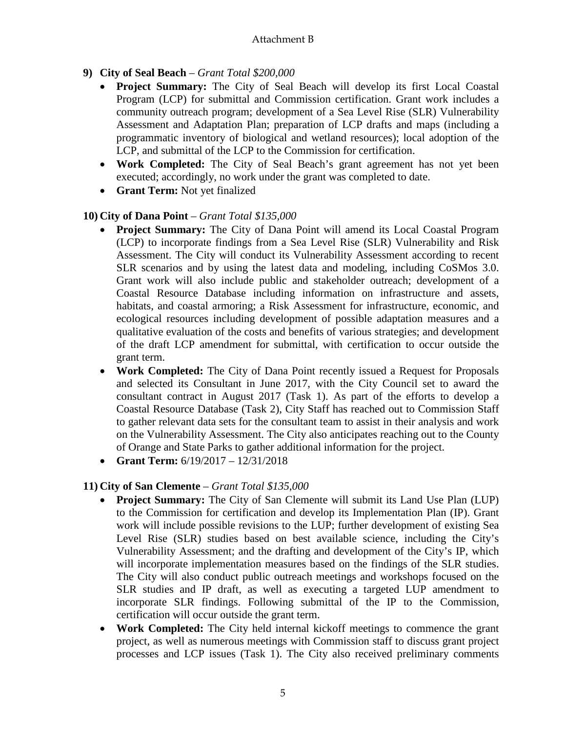**9) City of Seal Beach** – *Grant Total $200,000*

- **Project Summary:** The City of Seal Beach will develop its first Local Coastal Program (LCP) for submittal and Commission certification. Grant work includes a community outreach program; development of a Sea Level Rise (SLR) Vulnerability Assessment and Adaptation Plan; preparation of LCP drafts and maps (including a programmatic inventory of biological and wetland resources); local adoption of the LCP, and submittal of the LCP to the Commission for certification.
- **Work Completed:** The City of Seal Beach's grant agreement has not yet been executed; accordingly, no work under the grant was completed to date.
- **Grant Term:** Not yet finalized

**10) City of Dana Point** – *Grant Total $135,000*

- **Project Summary:** The City of Dana Point will amend its Local Coastal Program (LCP) to incorporate findings from a Sea Level Rise (SLR) Vulnerability and Risk Assessment. The City will conduct its Vulnerability Assessment according to recent SLR scenarios and by using the latest data and modeling, including CoSMos 3.0. Grant work will also include public and stakeholder outreach; development of a Coastal Resource Database including information on infrastructure and assets, habitats, and coastal armoring; a Risk Assessment for infrastructure, economic, and ecological resources including development of possible adaptation measures and a qualitative evaluation of the costs and benefits of various strategies; and development of the draft LCP amendment for submittal, with certification to occur outside the grant term.
- **Work Completed:** The City of Dana Point recently issued a Request for Proposals and selected its Consultant in June 2017, with the City Council set to award the consultant contract in August 2017 (Task 1). As part of the efforts to develop a Coastal Resource Database (Task 2), City Staff has reached out to Commission Staff to gather relevant data sets for the consultant team to assist in their analysis and work on the Vulnerability Assessment. The City also anticipates reaching out to the County of Orange and State Parks to gather additional information for the project.
- **Grant Term:** 6/19/2017 – 12/31/2018

**11) City of San Clemente** – *Grant Total $135,000*

- **Project Summary:** The City of San Clemente will submit its Land Use Plan (LUP) to the Commission for certification and develop its Implementation Plan (IP). Grant work will include possible revisions to the LUP; further development of existing Sea Level Rise (SLR) studies based on best available science, including the City's Vulnerability Assessment; and the drafting and development of the City's IP, which will incorporate implementation measures based on the findings of the SLR studies. The City will also conduct public outreach meetings and workshops focused on the SLR studies and IP draft, as well as executing a targeted LUP amendment to incorporate SLR findings. Following submittal of the IP to the Commission, certification will occur outside the grant term.
- **Work Completed:** The City held internal kickoff meetings to commence the grant project, as well as numerous meetings with Commission staff to discuss grant project processes and LCP issues (Task 1). The City also received preliminary comments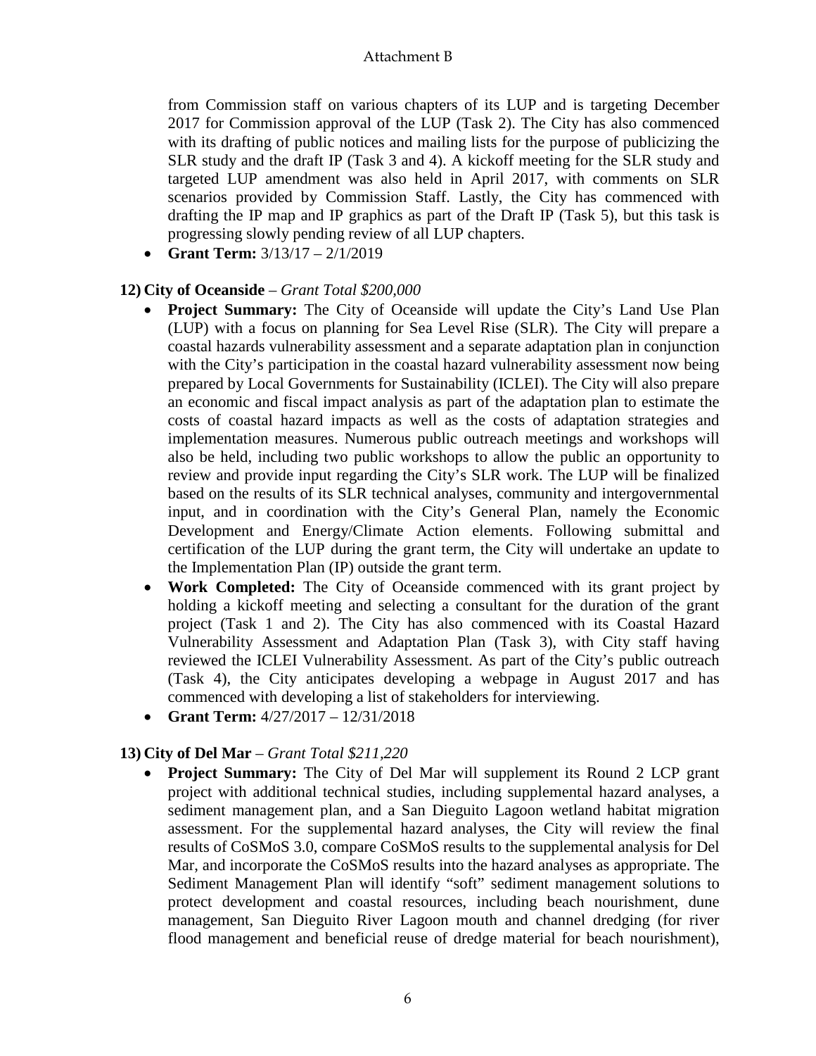from Commission staff on various chapters of its LUP and is targeting December 2017 for Commission approval of the LUP (Task 2). The City has also commenced with its drafting of public notices and mailing lists for the purpose of publicizing the SLR study and the draft IP (Task 3 and 4). A kickoff meeting for the SLR study and targeted LUP amendment was also held in April 2017, with comments on SLR scenarios provided by Commission Staff. Lastly, the City has commenced with drafting the IP map and IP graphics as part of the Draft IP (Task 5), but this task is progressing slowly pending review of all LUP chapters.

- **Grant Term:** 3/13/17 – 2/1/2019

**12) City of Oceanside** – *Grant Total $200,000*

- **Project Summary:** The City of Oceanside will update the City's Land Use Plan (LUP) with a focus on planning for Sea Level Rise (SLR). The City will prepare a coastal hazards vulnerability assessment and a separate adaptation plan in conjunction with the City's participation in the coastal hazard vulnerability assessment now being prepared by Local Governments for Sustainability (ICLEI). The City will also prepare an economic and fiscal impact analysis as part of the adaptation plan to estimate the costs of coastal hazard impacts as well as the costs of adaptation strategies and implementation measures. Numerous public outreach meetings and workshops will also be held, including two public workshops to allow the public an opportunity to review and provide input regarding the City's SLR work. The LUP will be finalized based on the results of its SLR technical analyses, community and intergovernmental input, and in coordination with the City's General Plan, namely the Economic Development and Energy/Climate Action elements. Following submittal and certification of the LUP during the grant term, the City will undertake an update to the Implementation Plan (IP) outside the grant term.
- **Work Completed:** The City of Oceanside commenced with its grant project by holding a kickoff meeting and selecting a consultant for the duration of the grant project (Task 1 and 2). The City has also commenced with its Coastal Hazard Vulnerability Assessment and Adaptation Plan (Task 3), with City staff having reviewed the ICLEI Vulnerability Assessment. As part of the City's public outreach (Task 4), the City anticipates developing a webpage in August 2017 and has commenced with developing a list of stakeholders for interviewing.
- **Grant Term:** 4/27/2017 – 12/31/2018

**13) City of Del Mar** – *Grant Total $211,220*

- **Project Summary:** The City of Del Mar will supplement its Round 2 LCP grant project with additional technical studies, including supplemental hazard analyses, a sediment management plan, and a San Dieguito Lagoon wetland habitat migration assessment. For the supplemental hazard analyses, the City will review the final results of CoSMoS 3.0, compare CoSMoS results to the supplemental analysis for Del Mar, and incorporate the CoSMoS results into the hazard analyses as appropriate. The Sediment Management Plan will identify "soft" sediment management solutions to protect development and coastal resources, including beach nourishment, dune management, San Dieguito River Lagoon mouth and channel dredging (for river flood management and beneficial reuse of dredge material for beach nourishment),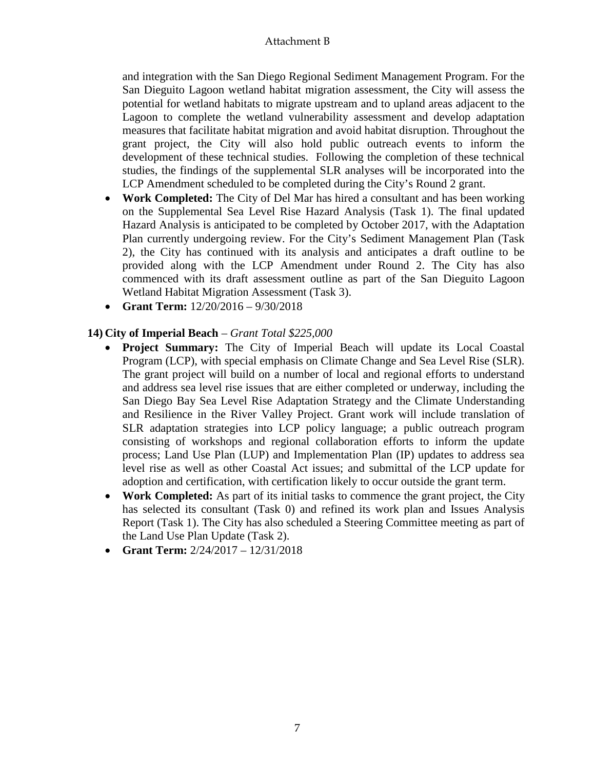and integration with the San Diego Regional Sediment Management Program. For the San Dieguito Lagoon wetland habitat migration assessment, the City will assess the potential for wetland habitats to migrate upstream and to upland areas adjacent to the Lagoon to complete the wetland vulnerability assessment and develop adaptation measures that facilitate habitat migration and avoid habitat disruption. Throughout the grant project, the City will also hold public outreach events to inform the development of these technical studies. Following the completion of these technical studies, the findings of the supplemental SLR analyses will be incorporated into the LCP Amendment scheduled to be completed during the City's Round 2 grant.

- **Work Completed:** The City of Del Mar has hired a consultant and has been working on the Supplemental Sea Level Rise Hazard Analysis (Task 1). The final updated Hazard Analysis is anticipated to be completed by October 2017, with the Adaptation Plan currently undergoing review. For the City's Sediment Management Plan (Task 2), the City has continued with its analysis and anticipates a draft outline to be provided along with the LCP Amendment under Round 2. The City has also commenced with its draft assessment outline as part of the San Dieguito Lagoon Wetland Habitat Migration Assessment (Task 3).
- **Grant Term:** 12/20/2016 – 9/30/2018

**14) City of Imperial Beach** – *Grant Total $225,000*

- **Project Summary:** The City of Imperial Beach will update its Local Coastal Program (LCP), with special emphasis on Climate Change and Sea Level Rise (SLR). The grant project will build on a number of local and regional efforts to understand and address sea level rise issues that are either completed or underway, including the San Diego Bay Sea Level Rise Adaptation Strategy and the Climate Understanding and Resilience in the River Valley Project. Grant work will include translation of SLR adaptation strategies into LCP policy language; a public outreach program consisting of workshops and regional collaboration efforts to inform the update process; Land Use Plan (LUP) and Implementation Plan (IP) updates to address sea level rise as well as other Coastal Act issues; and submittal of the LCP update for adoption and certification, with certification likely to occur outside the grant term.
- **Work Completed:** As part of its initial tasks to commence the grant project, the City has selected its consultant (Task 0) and refined its work plan and Issues Analysis Report (Task 1). The City has also scheduled a Steering Committee meeting as part of the Land Use Plan Update (Task 2).
- **Grant Term:** 2/24/2017 – 12/31/2018